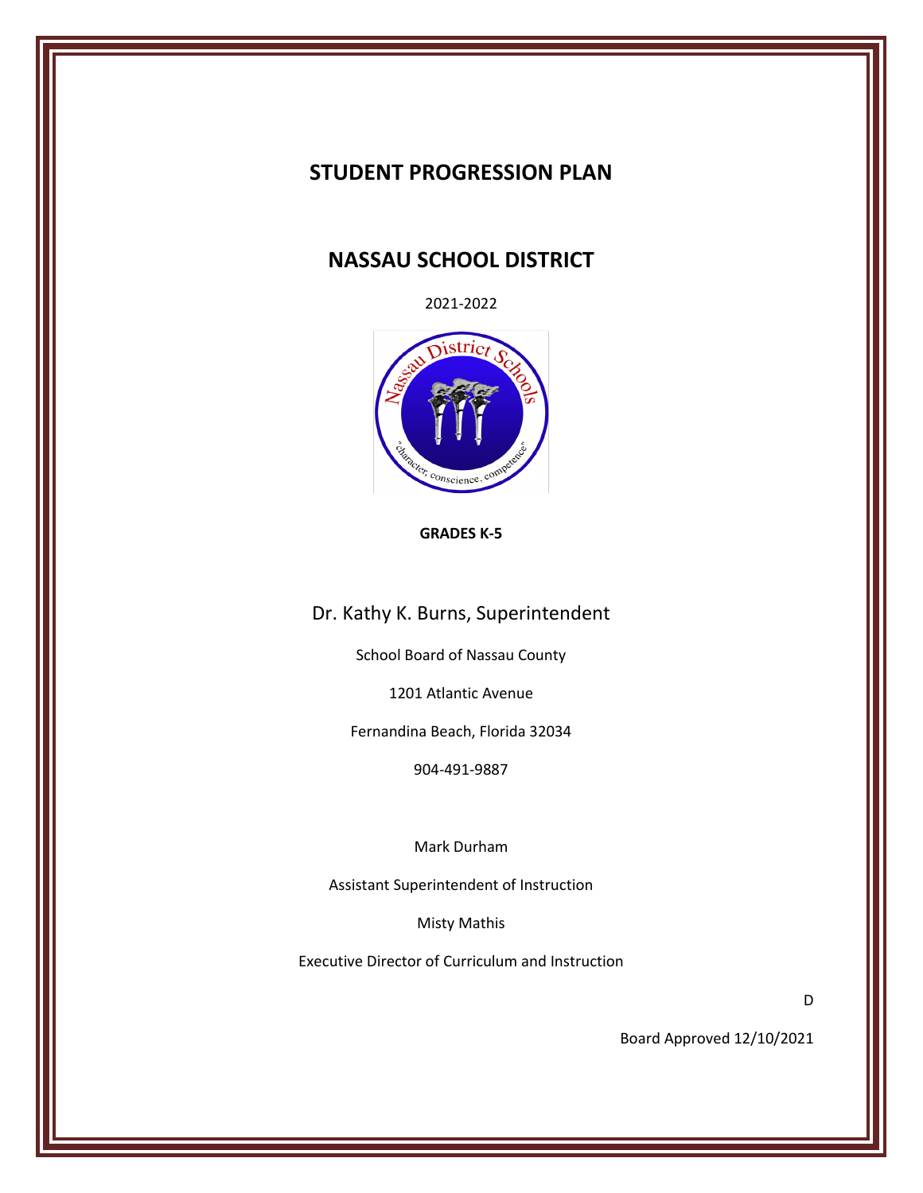# STUDENT PROGRESSION PLAN

# NASSAU SCHOOL DISTRICT

2021-2022

**GRADES K-5**

Dr. Kathy K. Burns, Superintendent

School Board of Nassau County

1201 Atlantic Avenue

Fernandina Beach, Florida 32034

904-491-9887

Mark Durham

Assistant Superintendent of Instruction

Misty Mathis

Executive Director of Curriculum and Instruction

D

Board Approved 12/10/2021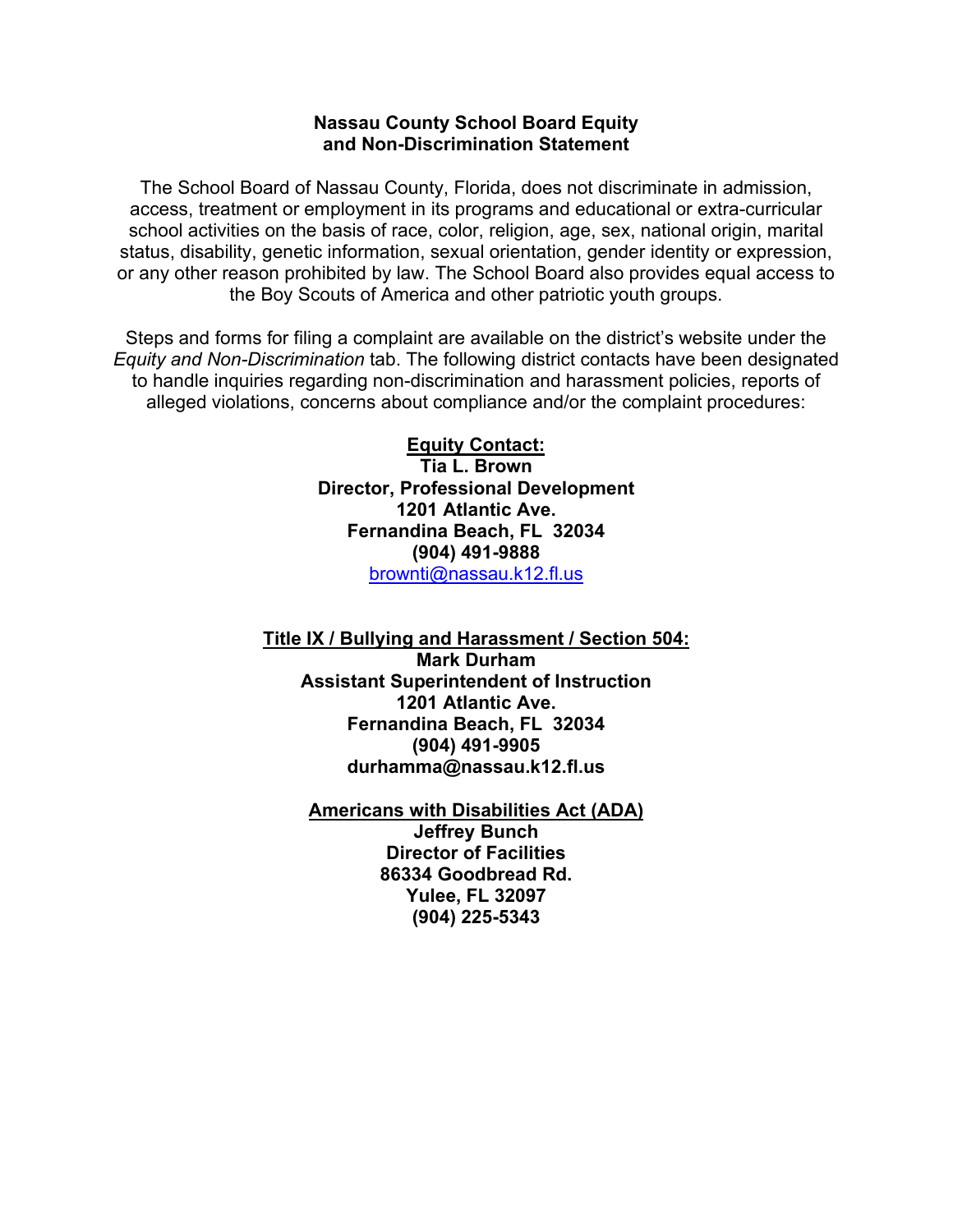# Nassau County School Board Equity and Non-Discrimination Statement

The School Board of Nassau County, Florida, does not discriminate in admission, access, treatment or employment in its programs and educational or extra-curricular school activities on the basis of race, color, religion, age, sex, national origin, marital status, disability, genetic information, sexual orientation, gender identity or expression, or any other reason prohibited by law. The School Board also provides equal access to the Boy Scouts of America and other patriotic youth groups.

Steps and forms for filing a complaint are available on the district's website under the *Equity and Non-Discrimination* tab. The following district contacts have been designated to handle inquiries regarding non-discrimination and harassment policies, reports of alleged violations, concerns about compliance and/or the complaint procedures:

**Equity Contact:**
**Tia L. Brown**
**Director, Professional Development**
**1201 Atlantic Ave.**
**Fernandina Beach, FL 32034**
**(904) 491-9888**
brownti@nassau.k12.fl.us

**Title IX / Bullying and Harassment / Section 504:**
**Mark Durham**
**Assistant Superintendent of Instruction**
**1201 Atlantic Ave.**
**Fernandina Beach, FL 32034**
**(904) 491-9905**
**durhamma@nassau.k12.fl.us**

**Americans with Disabilities Act (ADA)**
**Jeffrey Bunch**
**Director of Facilities**
**86334 Goodbread Rd.**
**Yulee, FL 32097**
**(904) 225-5343**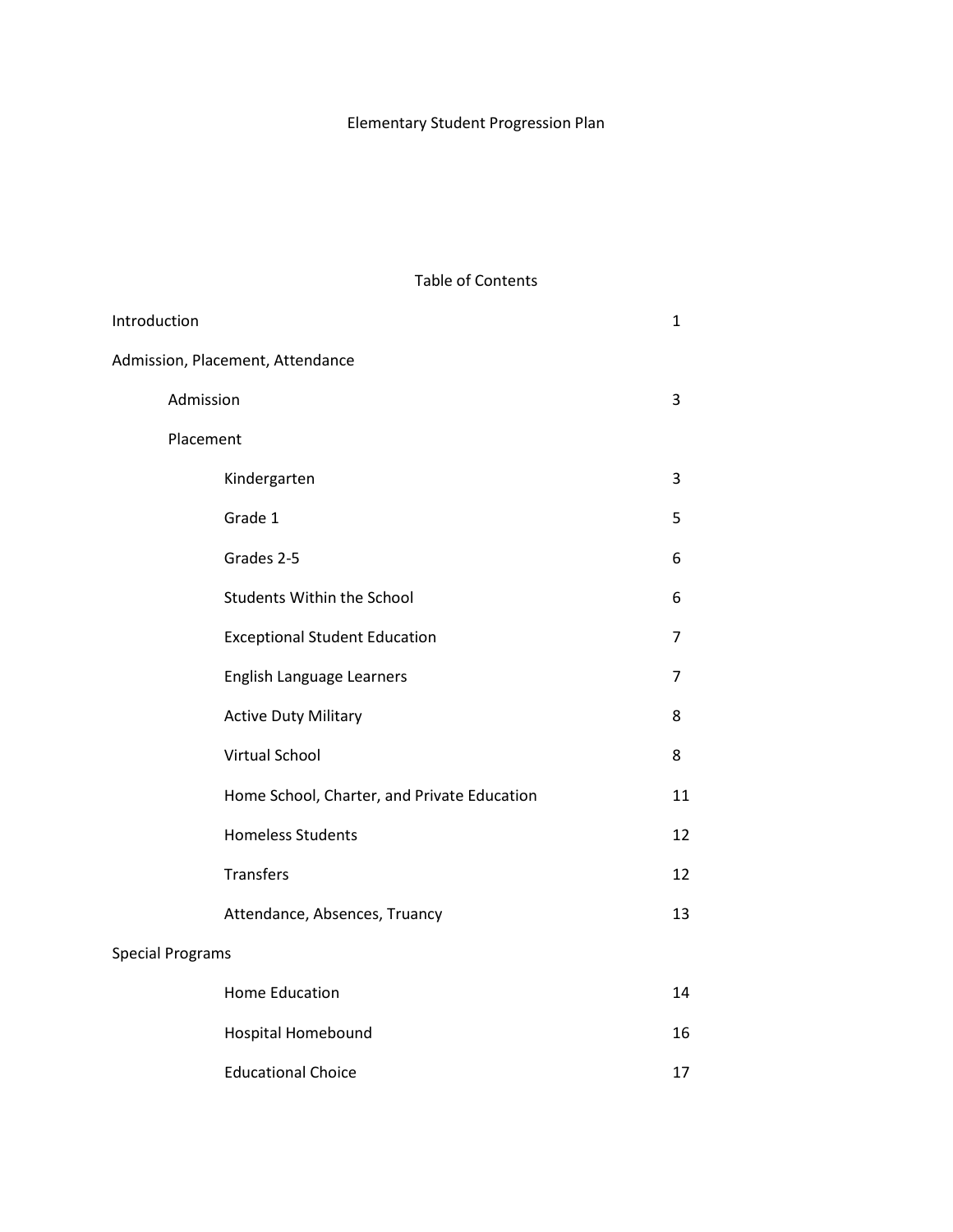Elementary Student Progression Plan

Table of Contents

| | |
|---|---|
| Introduction | 1 |
| Admission, Placement, Attendance | |
| Admission | 3 |
| Placement | |
| Kindergarten | 3 |
| Grade 1 | 5 |
| Grades 2-5 | 6 |
| Students Within the School | 6 |
| Exceptional Student Education | 7 |
| English Language Learners | 7 |
| Active Duty Military | 8 |
| Virtual School | 8 |
| Home School, Charter, and Private Education | 11 |
| Homeless Students | 12 |
| Transfers | 12 |
| Attendance, Absences, Truancy | 13 |
| Special Programs | |
| Home Education | 14 |
| Hospital Homebound | 16 |
| Educational Choice | 17 |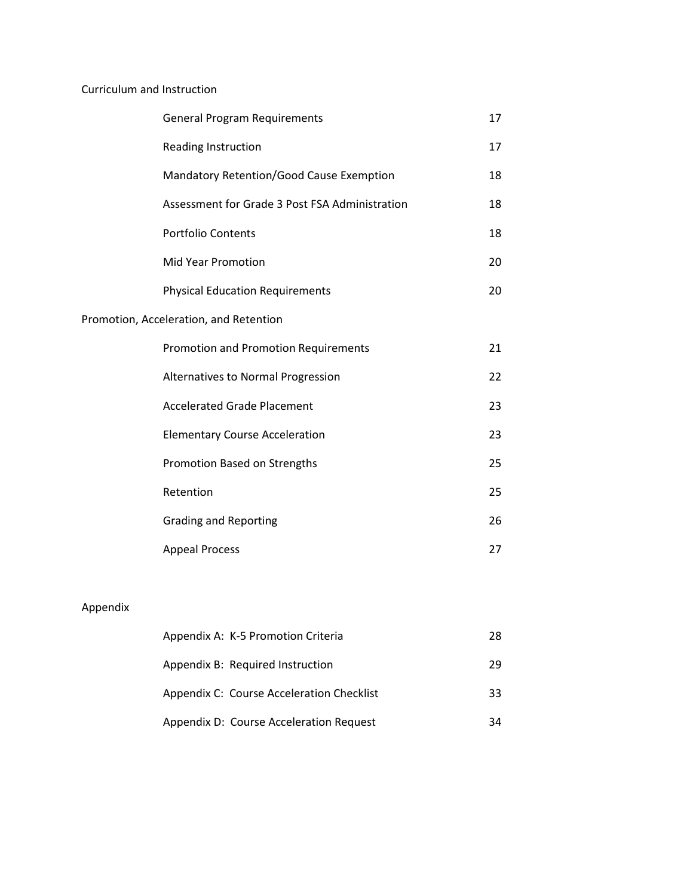Curriculum and Instruction

| | |
|---|---|
| General Program Requirements | 17 |
| Reading Instruction | 17 |
| Mandatory Retention/Good Cause Exemption | 18 |
| Assessment for Grade 3 Post FSA Administration | 18 |
| Portfolio Contents | 18 |
| Mid Year Promotion | 20 |
| Physical Education Requirements | 20 |

Promotion, Acceleration, and Retention

| | |
|---|---|
| Promotion and Promotion Requirements | 21 |
| Alternatives to Normal Progression | 22 |
| Accelerated Grade Placement | 23 |
| Elementary Course Acceleration | 23 |
| Promotion Based on Strengths | 25 |
| Retention | 25 |
| Grading and Reporting | 26 |
| Appeal Process | 27 |

Appendix

| | |
|---|---|
| Appendix A: K-5 Promotion Criteria | 28 |
| Appendix B: Required Instruction | 29 |
| Appendix C: Course Acceleration Checklist | 33 |
| Appendix D: Course Acceleration Request | 34 |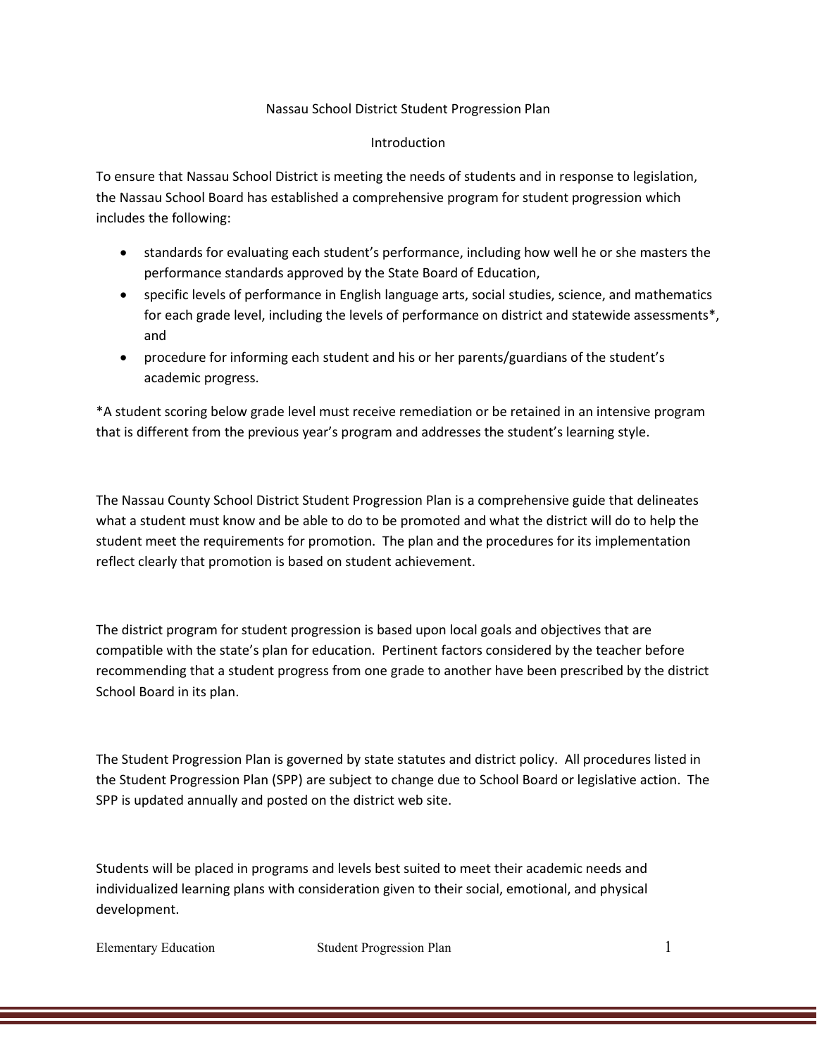# Nassau School District Student Progression Plan

## Introduction

To ensure that Nassau School District is meeting the needs of students and in response to legislation, the Nassau School Board has established a comprehensive program for student progression which includes the following:

- standards for evaluating each student's performance, including how well he or she masters the performance standards approved by the State Board of Education,
- specific levels of performance in English language arts, social studies, science, and mathematics for each grade level, including the levels of performance on district and statewide assessments*, and
- procedure for informing each student and his or her parents/guardians of the student's academic progress.

*A student scoring below grade level must receive remediation or be retained in an intensive program that is different from the previous year's program and addresses the student's learning style.

The Nassau County School District Student Progression Plan is a comprehensive guide that delineates what a student must know and be able to do to be promoted and what the district will do to help the student meet the requirements for promotion. The plan and the procedures for its implementation reflect clearly that promotion is based on student achievement.

The district program for student progression is based upon local goals and objectives that are compatible with the state's plan for education. Pertinent factors considered by the teacher before recommending that a student progress from one grade to another have been prescribed by the district School Board in its plan.

The Student Progression Plan is governed by state statutes and district policy. All procedures listed in the Student Progression Plan (SPP) are subject to change due to School Board or legislative action. The SPP is updated annually and posted on the district web site.

Students will be placed in programs and levels best suited to meet their academic needs and individualized learning plans with consideration given to their social, emotional, and physical development.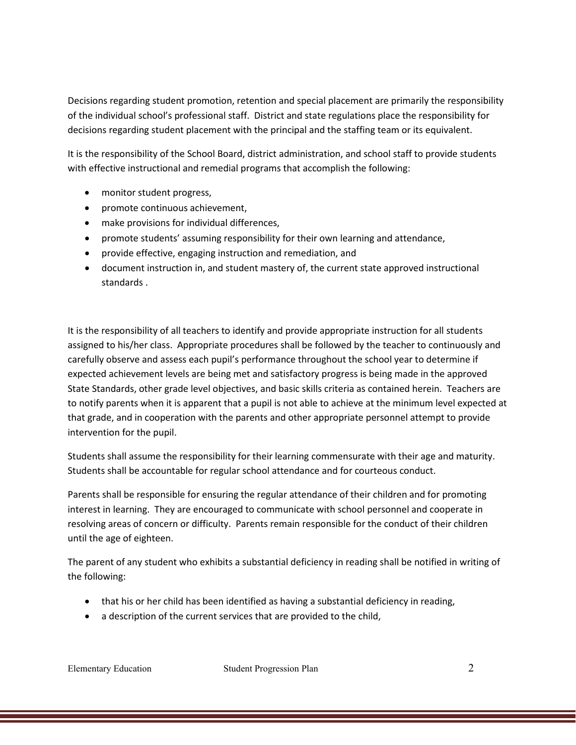Decisions regarding student promotion, retention and special placement are primarily the responsibility of the individual school's professional staff. District and state regulations place the responsibility for decisions regarding student placement with the principal and the staffing team or its equivalent.

It is the responsibility of the School Board, district administration, and school staff to provide students with effective instructional and remedial programs that accomplish the following:

- monitor student progress,
- promote continuous achievement,
- make provisions for individual differences,
- promote students' assuming responsibility for their own learning and attendance,
- provide effective, engaging instruction and remediation, and
- document instruction in, and student mastery of, the current state approved instructional standards .

It is the responsibility of all teachers to identify and provide appropriate instruction for all students assigned to his/her class. Appropriate procedures shall be followed by the teacher to continuously and carefully observe and assess each pupil's performance throughout the school year to determine if expected achievement levels are being met and satisfactory progress is being made in the approved State Standards, other grade level objectives, and basic skills criteria as contained herein. Teachers are to notify parents when it is apparent that a pupil is not able to achieve at the minimum level expected at that grade, and in cooperation with the parents and other appropriate personnel attempt to provide intervention for the pupil.

Students shall assume the responsibility for their learning commensurate with their age and maturity. Students shall be accountable for regular school attendance and for courteous conduct.

Parents shall be responsible for ensuring the regular attendance of their children and for promoting interest in learning. They are encouraged to communicate with school personnel and cooperate in resolving areas of concern or difficulty. Parents remain responsible for the conduct of their children until the age of eighteen.

The parent of any student who exhibits a substantial deficiency in reading shall be notified in writing of the following:

- that his or her child has been identified as having a substantial deficiency in reading,
- a description of the current services that are provided to the child,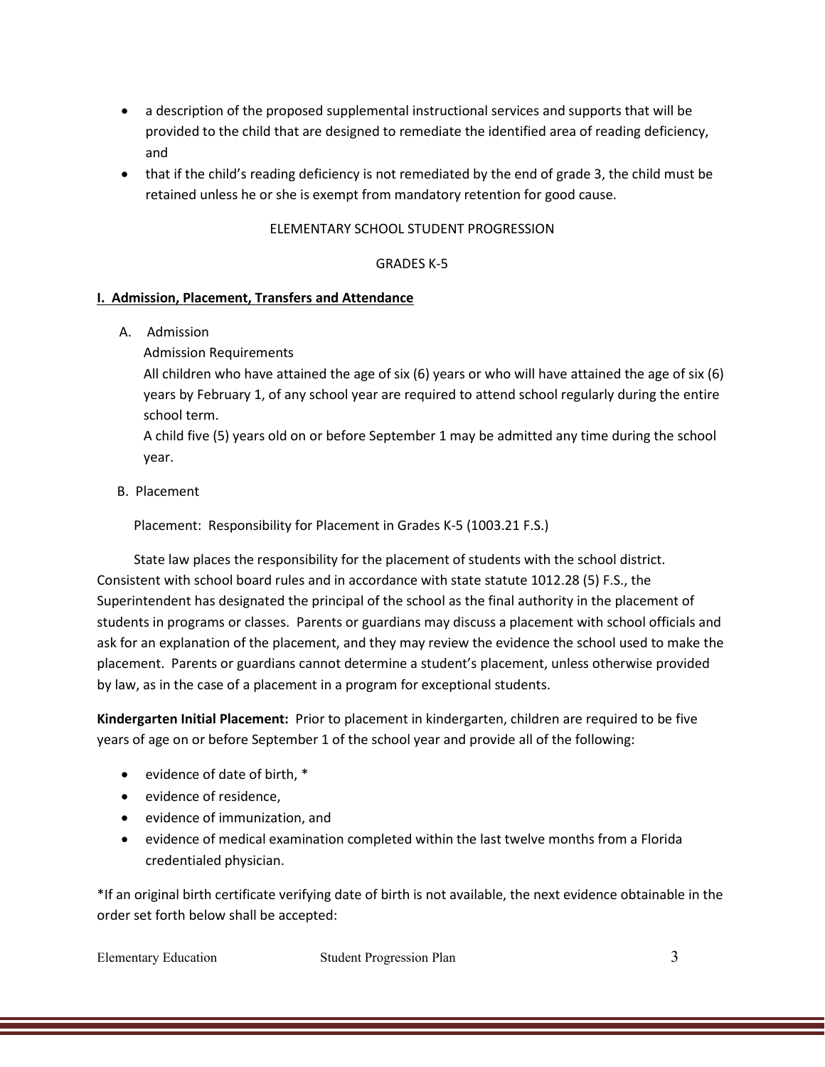- a description of the proposed supplemental instructional services and supports that will be provided to the child that are designed to remediate the identified area of reading deficiency, and
- that if the child's reading deficiency is not remediated by the end of grade 3, the child must be retained unless he or she is exempt from mandatory retention for good cause.

ELEMENTARY SCHOOL STUDENT PROGRESSION

GRADES K-5

## I. Admission, Placement, Transfers and Attendance

A. Admission

Admission Requirements

All children who have attained the age of six (6) years or who will have attained the age of six (6) years by February 1, of any school year are required to attend school regularly during the entire school term.

A child five (5) years old on or before September 1 may be admitted any time during the school year.

B. Placement

Placement: Responsibility for Placement in Grades K-5 (1003.21 F.S.)

State law places the responsibility for the placement of students with the school district. Consistent with school board rules and in accordance with state statute 1012.28 (5) F.S., the Superintendent has designated the principal of the school as the final authority in the placement of students in programs or classes. Parents or guardians may discuss a placement with school officials and ask for an explanation of the placement, and they may review the evidence the school used to make the placement. Parents or guardians cannot determine a student's placement, unless otherwise provided by law, as in the case of a placement in a program for exceptional students.

**Kindergarten Initial Placement:** Prior to placement in kindergarten, children are required to be five years of age on or before September 1 of the school year and provide all of the following:

- evidence of date of birth, *
- evidence of residence,
- evidence of immunization, and
- evidence of medical examination completed within the last twelve months from a Florida credentialed physician.

*If an original birth certificate verifying date of birth is not available, the next evidence obtainable in the order set forth below shall be accepted: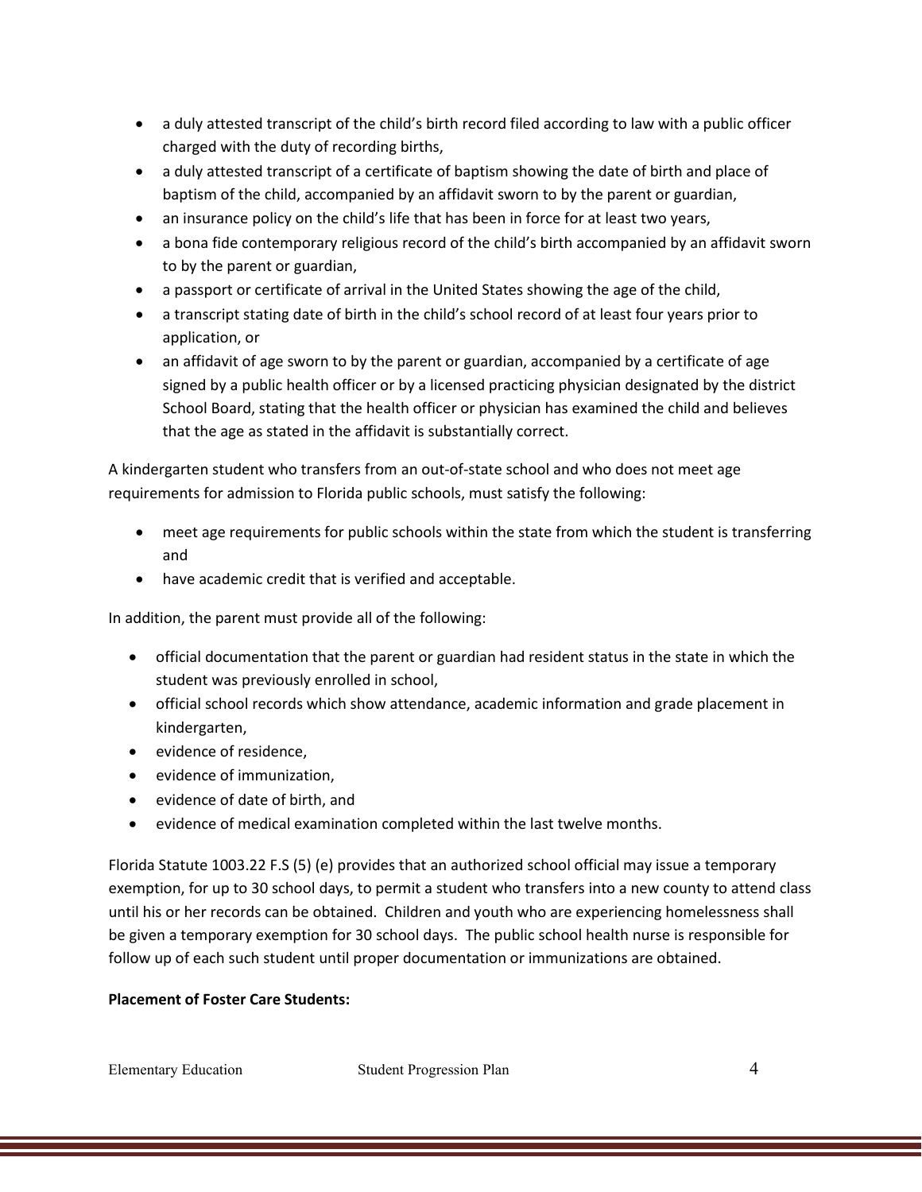- a duly attested transcript of the child's birth record filed according to law with a public officer charged with the duty of recording births,
- a duly attested transcript of a certificate of baptism showing the date of birth and place of baptism of the child, accompanied by an affidavit sworn to by the parent or guardian,
- an insurance policy on the child's life that has been in force for at least two years,
- a bona fide contemporary religious record of the child's birth accompanied by an affidavit sworn to by the parent or guardian,
- a passport or certificate of arrival in the United States showing the age of the child,
- a transcript stating date of birth in the child's school record of at least four years prior to application, or
- an affidavit of age sworn to by the parent or guardian, accompanied by a certificate of age signed by a public health officer or by a licensed practicing physician designated by the district School Board, stating that the health officer or physician has examined the child and believes that the age as stated in the affidavit is substantially correct.

A kindergarten student who transfers from an out-of-state school and who does not meet age requirements for admission to Florida public schools, must satisfy the following:

- meet age requirements for public schools within the state from which the student is transferring and
- have academic credit that is verified and acceptable.

In addition, the parent must provide all of the following:

- official documentation that the parent or guardian had resident status in the state in which the student was previously enrolled in school,
- official school records which show attendance, academic information and grade placement in kindergarten,
- evidence of residence,
- evidence of immunization,
- evidence of date of birth, and
- evidence of medical examination completed within the last twelve months.

Florida Statute 1003.22 F.S (5) (e) provides that an authorized school official may issue a temporary exemption, for up to 30 school days, to permit a student who transfers into a new county to attend class until his or her records can be obtained. Children and youth who are experiencing homelessness shall be given a temporary exemption for 30 school days. The public school health nurse is responsible for follow up of each such student until proper documentation or immunizations are obtained.

**Placement of Foster Care Students:**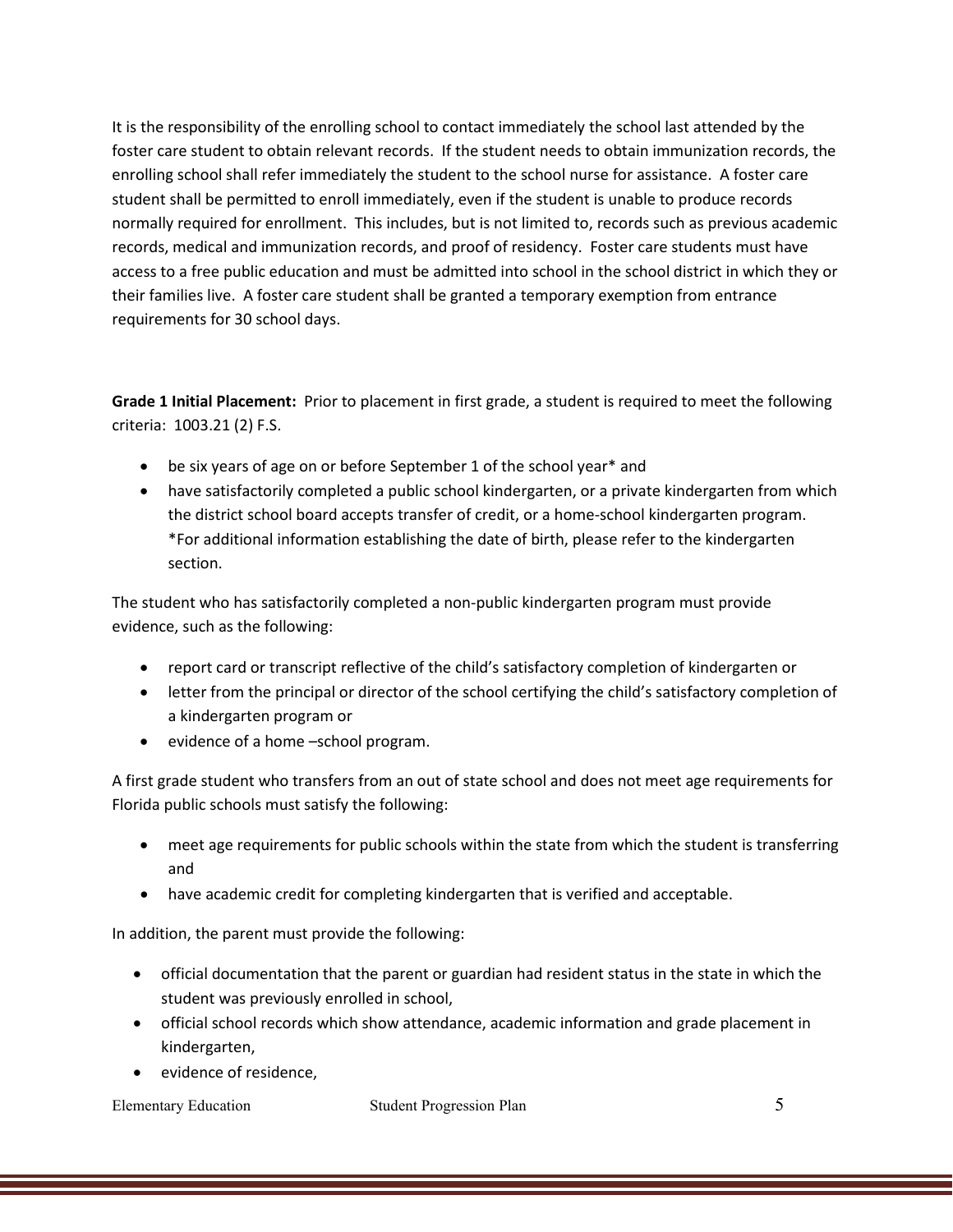It is the responsibility of the enrolling school to contact immediately the school last attended by the foster care student to obtain relevant records. If the student needs to obtain immunization records, the enrolling school shall refer immediately the student to the school nurse for assistance. A foster care student shall be permitted to enroll immediately, even if the student is unable to produce records normally required for enrollment. This includes, but is not limited to, records such as previous academic records, medical and immunization records, and proof of residency. Foster care students must have access to a free public education and must be admitted into school in the school district in which they or their families live. A foster care student shall be granted a temporary exemption from entrance requirements for 30 school days.

**Grade 1 Initial Placement:** Prior to placement in first grade, a student is required to meet the following criteria: 1003.21 (2) F.S.

- be six years of age on or before September 1 of the school year* and
- have satisfactorily completed a public school kindergarten, or a private kindergarten from which the district school board accepts transfer of credit, or a home-school kindergarten program. *For additional information establishing the date of birth, please refer to the kindergarten section.

The student who has satisfactorily completed a non-public kindergarten program must provide evidence, such as the following:

- report card or transcript reflective of the child's satisfactory completion of kindergarten or
- letter from the principal or director of the school certifying the child's satisfactory completion of a kindergarten program or
- evidence of a home –school program.

A first grade student who transfers from an out of state school and does not meet age requirements for Florida public schools must satisfy the following:

- meet age requirements for public schools within the state from which the student is transferring and
- have academic credit for completing kindergarten that is verified and acceptable.

In addition, the parent must provide the following:

- official documentation that the parent or guardian had resident status in the state in which the student was previously enrolled in school,
- official school records which show attendance, academic information and grade placement in kindergarten,
- evidence of residence,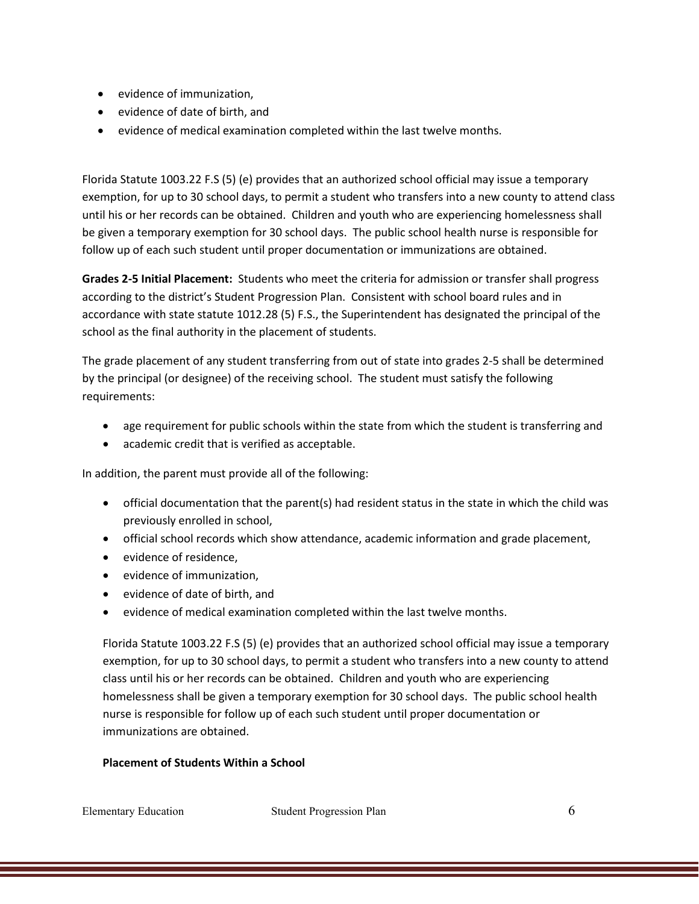- evidence of immunization,
- evidence of date of birth, and
- evidence of medical examination completed within the last twelve months.

Florida Statute 1003.22 F.S (5) (e) provides that an authorized school official may issue a temporary exemption, for up to 30 school days, to permit a student who transfers into a new county to attend class until his or her records can be obtained. Children and youth who are experiencing homelessness shall be given a temporary exemption for 30 school days. The public school health nurse is responsible for follow up of each such student until proper documentation or immunizations are obtained.

**Grades 2-5 Initial Placement:** Students who meet the criteria for admission or transfer shall progress according to the district's Student Progression Plan. Consistent with school board rules and in accordance with state statute 1012.28 (5) F.S., the Superintendent has designated the principal of the school as the final authority in the placement of students.

The grade placement of any student transferring from out of state into grades 2-5 shall be determined by the principal (or designee) of the receiving school. The student must satisfy the following requirements:

- age requirement for public schools within the state from which the student is transferring and
- academic credit that is verified as acceptable.

In addition, the parent must provide all of the following:

- official documentation that the parent(s) had resident status in the state in which the child was previously enrolled in school,
- official school records which show attendance, academic information and grade placement,
- evidence of residence,
- evidence of immunization,
- evidence of date of birth, and
- evidence of medical examination completed within the last twelve months.

Florida Statute 1003.22 F.S (5) (e) provides that an authorized school official may issue a temporary exemption, for up to 30 school days, to permit a student who transfers into a new county to attend class until his or her records can be obtained. Children and youth who are experiencing homelessness shall be given a temporary exemption for 30 school days. The public school health nurse is responsible for follow up of each such student until proper documentation or immunizations are obtained.

**Placement of Students Within a School**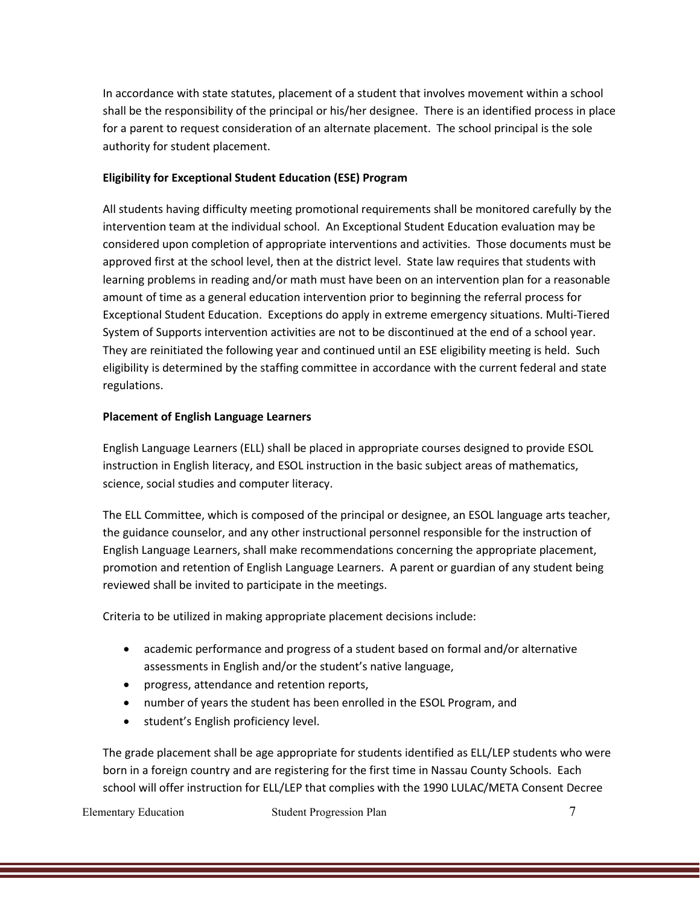In accordance with state statutes, placement of a student that involves movement within a school shall be the responsibility of the principal or his/her designee. There is an identified process in place for a parent to request consideration of an alternate placement. The school principal is the sole authority for student placement.

**Eligibility for Exceptional Student Education (ESE) Program**

All students having difficulty meeting promotional requirements shall be monitored carefully by the intervention team at the individual school. An Exceptional Student Education evaluation may be considered upon completion of appropriate interventions and activities. Those documents must be approved first at the school level, then at the district level. State law requires that students with learning problems in reading and/or math must have been on an intervention plan for a reasonable amount of time as a general education intervention prior to beginning the referral process for Exceptional Student Education. Exceptions do apply in extreme emergency situations. Multi-Tiered System of Supports intervention activities are not to be discontinued at the end of a school year. They are reinitiated the following year and continued until an ESE eligibility meeting is held. Such eligibility is determined by the staffing committee in accordance with the current federal and state regulations.

**Placement of English Language Learners**

English Language Learners (ELL) shall be placed in appropriate courses designed to provide ESOL instruction in English literacy, and ESOL instruction in the basic subject areas of mathematics, science, social studies and computer literacy.

The ELL Committee, which is composed of the principal or designee, an ESOL language arts teacher, the guidance counselor, and any other instructional personnel responsible for the instruction of English Language Learners, shall make recommendations concerning the appropriate placement, promotion and retention of English Language Learners. A parent or guardian of any student being reviewed shall be invited to participate in the meetings.

Criteria to be utilized in making appropriate placement decisions include:

- academic performance and progress of a student based on formal and/or alternative assessments in English and/or the student's native language,
- progress, attendance and retention reports,
- number of years the student has been enrolled in the ESOL Program, and
- student's English proficiency level.

The grade placement shall be age appropriate for students identified as ELL/LEP students who were born in a foreign country and are registering for the first time in Nassau County Schools. Each school will offer instruction for ELL/LEP that complies with the 1990 LULAC/META Consent Decree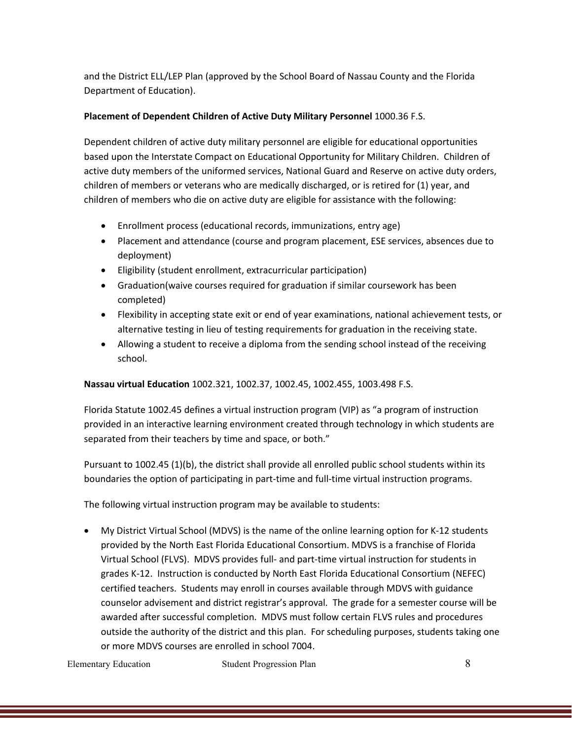and the District ELL/LEP Plan (approved by the School Board of Nassau County and the Florida Department of Education).

**Placement of Dependent Children of Active Duty Military Personnel** 1000.36 F.S.

Dependent children of active duty military personnel are eligible for educational opportunities based upon the Interstate Compact on Educational Opportunity for Military Children. Children of active duty members of the uniformed services, National Guard and Reserve on active duty orders, children of members or veterans who are medically discharged, or is retired for (1) year, and children of members who die on active duty are eligible for assistance with the following:

- Enrollment process (educational records, immunizations, entry age)
- Placement and attendance (course and program placement, ESE services, absences due to deployment)
- Eligibility (student enrollment, extracurricular participation)
- Graduation(waive courses required for graduation if similar coursework has been completed)
- Flexibility in accepting state exit or end of year examinations, national achievement tests, or alternative testing in lieu of testing requirements for graduation in the receiving state.
- Allowing a student to receive a diploma from the sending school instead of the receiving school.

**Nassau virtual Education** 1002.321, 1002.37, 1002.45, 1002.455, 1003.498 F.S.

Florida Statute 1002.45 defines a virtual instruction program (VIP) as "a program of instruction provided in an interactive learning environment created through technology in which students are separated from their teachers by time and space, or both."

Pursuant to 1002.45 (1)(b), the district shall provide all enrolled public school students within its boundaries the option of participating in part-time and full-time virtual instruction programs.

The following virtual instruction program may be available to students:

- My District Virtual School (MDVS) is the name of the online learning option for K-12 students provided by the North East Florida Educational Consortium. MDVS is a franchise of Florida Virtual School (FLVS). MDVS provides full- and part-time virtual instruction for students in grades K-12. Instruction is conducted by North East Florida Educational Consortium (NEFEC) certified teachers. Students may enroll in courses available through MDVS with guidance counselor advisement and district registrar's approval. The grade for a semester course will be awarded after successful completion. MDVS must follow certain FLVS rules and procedures outside the authority of the district and this plan. For scheduling purposes, students taking one or more MDVS courses are enrolled in school 7004.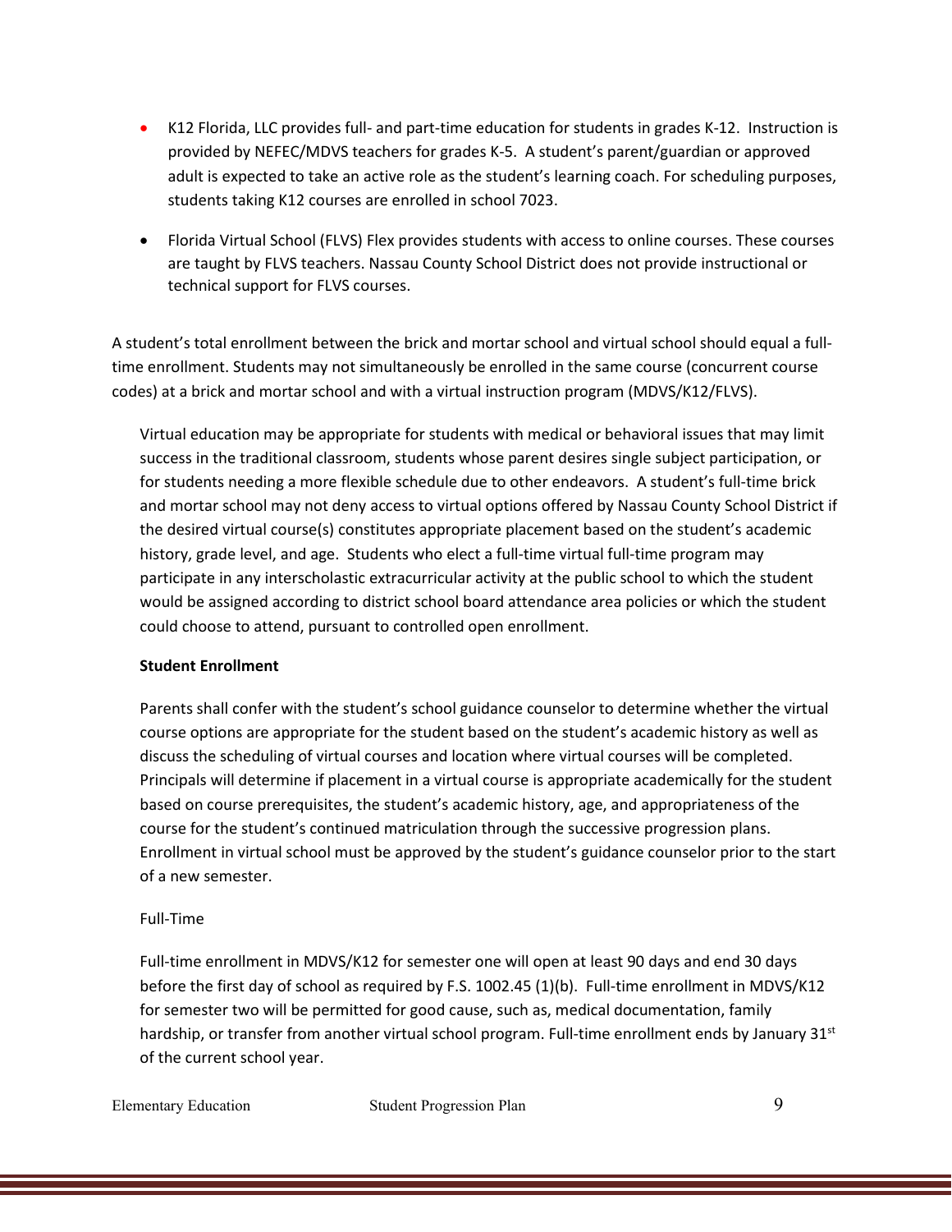- K12 Florida, LLC provides full- and part-time education for students in grades K-12. Instruction is provided by NEFEC/MDVS teachers for grades K-5. A student's parent/guardian or approved adult is expected to take an active role as the student's learning coach. For scheduling purposes, students taking K12 courses are enrolled in school 7023.
- Florida Virtual School (FLVS) Flex provides students with access to online courses. These courses are taught by FLVS teachers. Nassau County School District does not provide instructional or technical support for FLVS courses.

A student's total enrollment between the brick and mortar school and virtual school should equal a full-time enrollment. Students may not simultaneously be enrolled in the same course (concurrent course codes) at a brick and mortar school and with a virtual instruction program (MDVS/K12/FLVS).

Virtual education may be appropriate for students with medical or behavioral issues that may limit success in the traditional classroom, students whose parent desires single subject participation, or for students needing a more flexible schedule due to other endeavors. A student's full-time brick and mortar school may not deny access to virtual options offered by Nassau County School District if the desired virtual course(s) constitutes appropriate placement based on the student's academic history, grade level, and age. Students who elect a full-time virtual full-time program may participate in any interscholastic extracurricular activity at the public school to which the student would be assigned according to district school board attendance area policies or which the student could choose to attend, pursuant to controlled open enrollment.

**Student Enrollment**

Parents shall confer with the student's school guidance counselor to determine whether the virtual course options are appropriate for the student based on the student's academic history as well as discuss the scheduling of virtual courses and location where virtual courses will be completed. Principals will determine if placement in a virtual course is appropriate academically for the student based on course prerequisites, the student's academic history, age, and appropriateness of the course for the student's continued matriculation through the successive progression plans. Enrollment in virtual school must be approved by the student's guidance counselor prior to the start of a new semester.

Full-Time

Full-time enrollment in MDVS/K12 for semester one will open at least 90 days and end 30 days before the first day of school as required by F.S. 1002.45 (1)(b). Full-time enrollment in MDVS/K12 for semester two will be permitted for good cause, such as, medical documentation, family hardship, or transfer from another virtual school program. Full-time enrollment ends by January 31st of the current school year.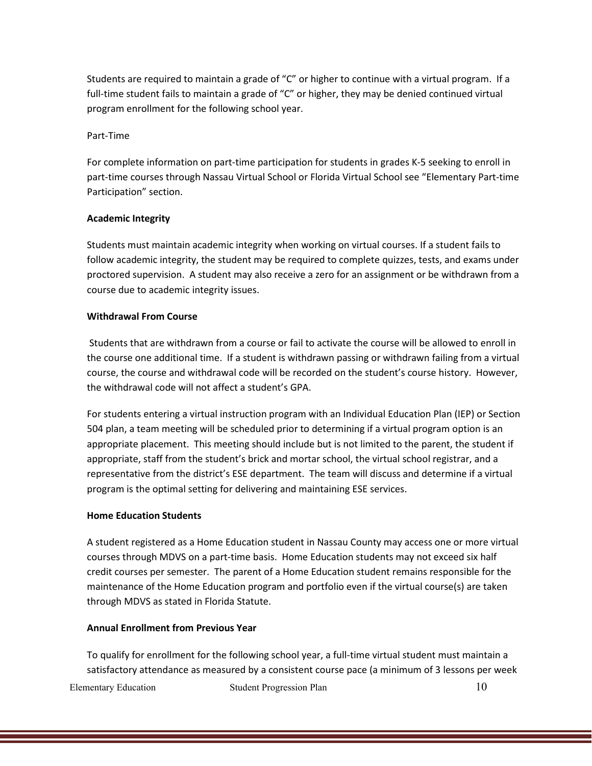Students are required to maintain a grade of "C" or higher to continue with a virtual program. If a full-time student fails to maintain a grade of "C" or higher, they may be denied continued virtual program enrollment for the following school year.

Part-Time

For complete information on part-time participation for students in grades K-5 seeking to enroll in part-time courses through Nassau Virtual School or Florida Virtual School see "Elementary Part-time Participation" section.

**Academic Integrity**

Students must maintain academic integrity when working on virtual courses. If a student fails to follow academic integrity, the student may be required to complete quizzes, tests, and exams under proctored supervision. A student may also receive a zero for an assignment or be withdrawn from a course due to academic integrity issues.

**Withdrawal From Course**

Students that are withdrawn from a course or fail to activate the course will be allowed to enroll in the course one additional time. If a student is withdrawn passing or withdrawn failing from a virtual course, the course and withdrawal code will be recorded on the student's course history. However, the withdrawal code will not affect a student's GPA.

For students entering a virtual instruction program with an Individual Education Plan (IEP) or Section 504 plan, a team meeting will be scheduled prior to determining if a virtual program option is an appropriate placement. This meeting should include but is not limited to the parent, the student if appropriate, staff from the student's brick and mortar school, the virtual school registrar, and a representative from the district's ESE department. The team will discuss and determine if a virtual program is the optimal setting for delivering and maintaining ESE services.

**Home Education Students**

A student registered as a Home Education student in Nassau County may access one or more virtual courses through MDVS on a part-time basis. Home Education students may not exceed six half credit courses per semester. The parent of a Home Education student remains responsible for the maintenance of the Home Education program and portfolio even if the virtual course(s) are taken through MDVS as stated in Florida Statute.

**Annual Enrollment from Previous Year**

To qualify for enrollment for the following school year, a full-time virtual student must maintain a satisfactory attendance as measured by a consistent course pace (a minimum of 3 lessons per week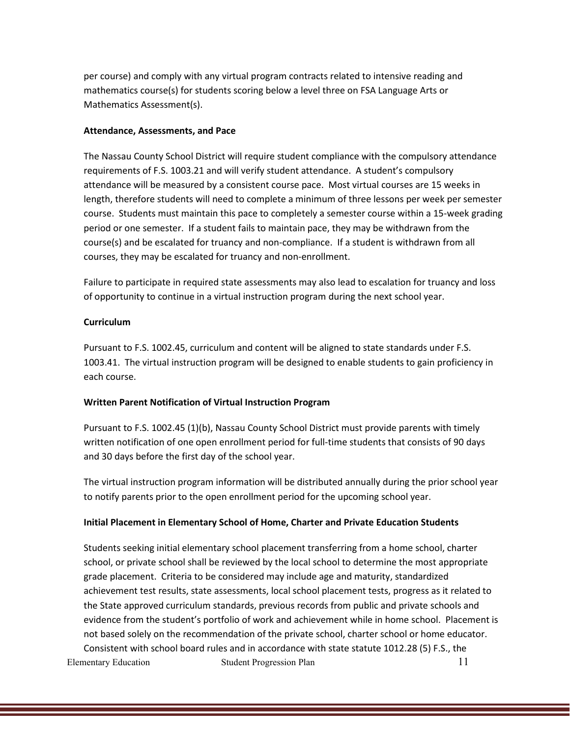per course) and comply with any virtual program contracts related to intensive reading and mathematics course(s) for students scoring below a level three on FSA Language Arts or Mathematics Assessment(s).

**Attendance, Assessments, and Pace**

The Nassau County School District will require student compliance with the compulsory attendance requirements of F.S. 1003.21 and will verify student attendance. A student's compulsory attendance will be measured by a consistent course pace. Most virtual courses are 15 weeks in length, therefore students will need to complete a minimum of three lessons per week per semester course. Students must maintain this pace to completely a semester course within a 15-week grading period or one semester. If a student fails to maintain pace, they may be withdrawn from the course(s) and be escalated for truancy and non-compliance. If a student is withdrawn from all courses, they may be escalated for truancy and non-enrollment.

Failure to participate in required state assessments may also lead to escalation for truancy and loss of opportunity to continue in a virtual instruction program during the next school year.

**Curriculum**

Pursuant to F.S. 1002.45, curriculum and content will be aligned to state standards under F.S. 1003.41. The virtual instruction program will be designed to enable students to gain proficiency in each course.

**Written Parent Notification of Virtual Instruction Program**

Pursuant to F.S. 1002.45 (1)(b), Nassau County School District must provide parents with timely written notification of one open enrollment period for full-time students that consists of 90 days and 30 days before the first day of the school year.

The virtual instruction program information will be distributed annually during the prior school year to notify parents prior to the open enrollment period for the upcoming school year.

**Initial Placement in Elementary School of Home, Charter and Private Education Students**

Students seeking initial elementary school placement transferring from a home school, charter school, or private school shall be reviewed by the local school to determine the most appropriate grade placement. Criteria to be considered may include age and maturity, standardized achievement test results, state assessments, local school placement tests, progress as it related to the State approved curriculum standards, previous records from public and private schools and evidence from the student's portfolio of work and achievement while in home school. Placement is not based solely on the recommendation of the private school, charter school or home educator. Consistent with school board rules and in accordance with state statute 1012.28 (5) F.S., the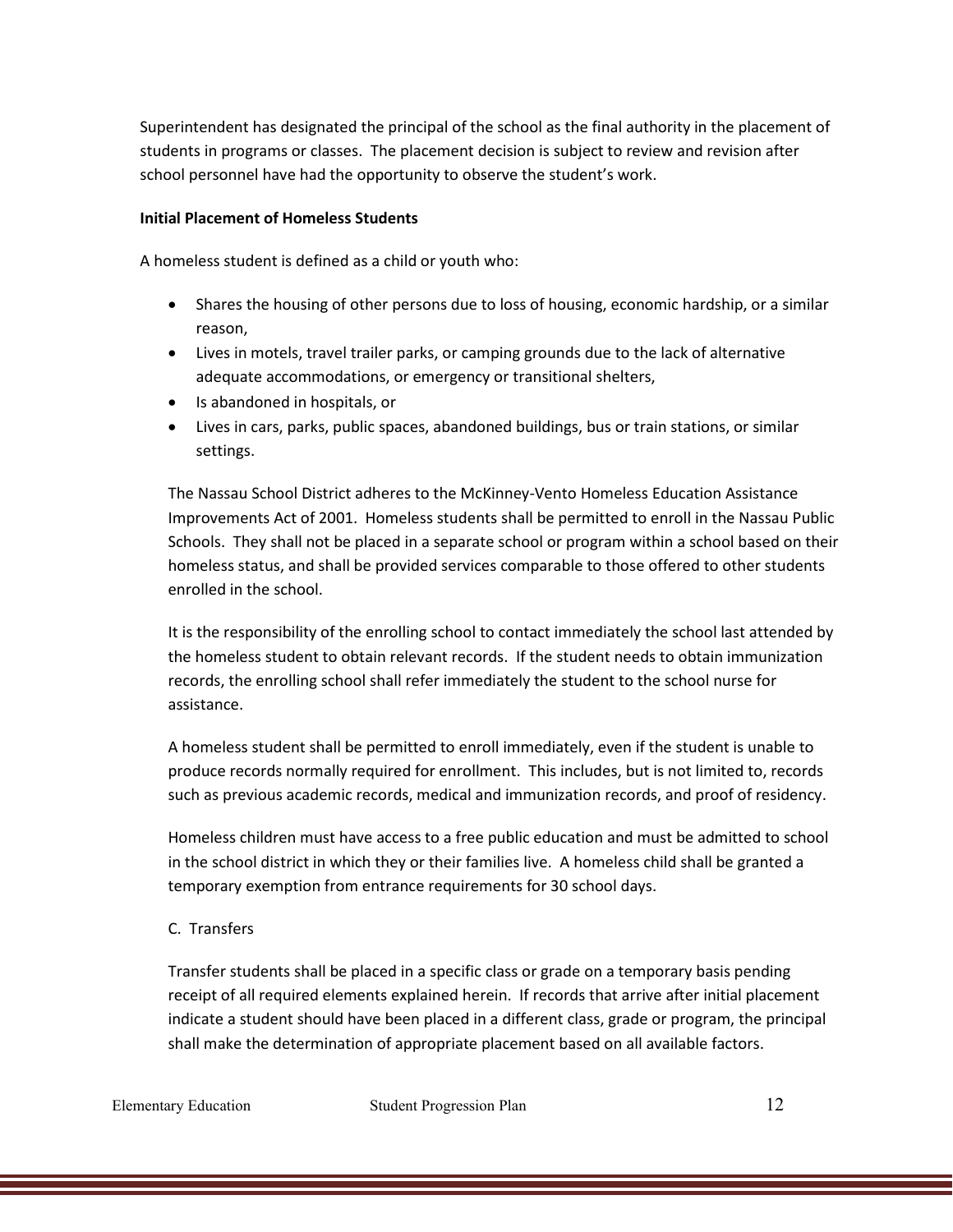Superintendent has designated the principal of the school as the final authority in the placement of students in programs or classes. The placement decision is subject to review and revision after school personnel have had the opportunity to observe the student's work.

**Initial Placement of Homeless Students**

A homeless student is defined as a child or youth who:

- Shares the housing of other persons due to loss of housing, economic hardship, or a similar reason,
- Lives in motels, travel trailer parks, or camping grounds due to the lack of alternative adequate accommodations, or emergency or transitional shelters,
- Is abandoned in hospitals, or
- Lives in cars, parks, public spaces, abandoned buildings, bus or train stations, or similar settings.

The Nassau School District adheres to the McKinney-Vento Homeless Education Assistance Improvements Act of 2001. Homeless students shall be permitted to enroll in the Nassau Public Schools. They shall not be placed in a separate school or program within a school based on their homeless status, and shall be provided services comparable to those offered to other students enrolled in the school.

It is the responsibility of the enrolling school to contact immediately the school last attended by the homeless student to obtain relevant records. If the student needs to obtain immunization records, the enrolling school shall refer immediately the student to the school nurse for assistance.

A homeless student shall be permitted to enroll immediately, even if the student is unable to produce records normally required for enrollment. This includes, but is not limited to, records such as previous academic records, medical and immunization records, and proof of residency.

Homeless children must have access to a free public education and must be admitted to school in the school district in which they or their families live. A homeless child shall be granted a temporary exemption from entrance requirements for 30 school days.

C. Transfers

Transfer students shall be placed in a specific class or grade on a temporary basis pending receipt of all required elements explained herein. If records that arrive after initial placement indicate a student should have been placed in a different class, grade or program, the principal shall make the determination of appropriate placement based on all available factors.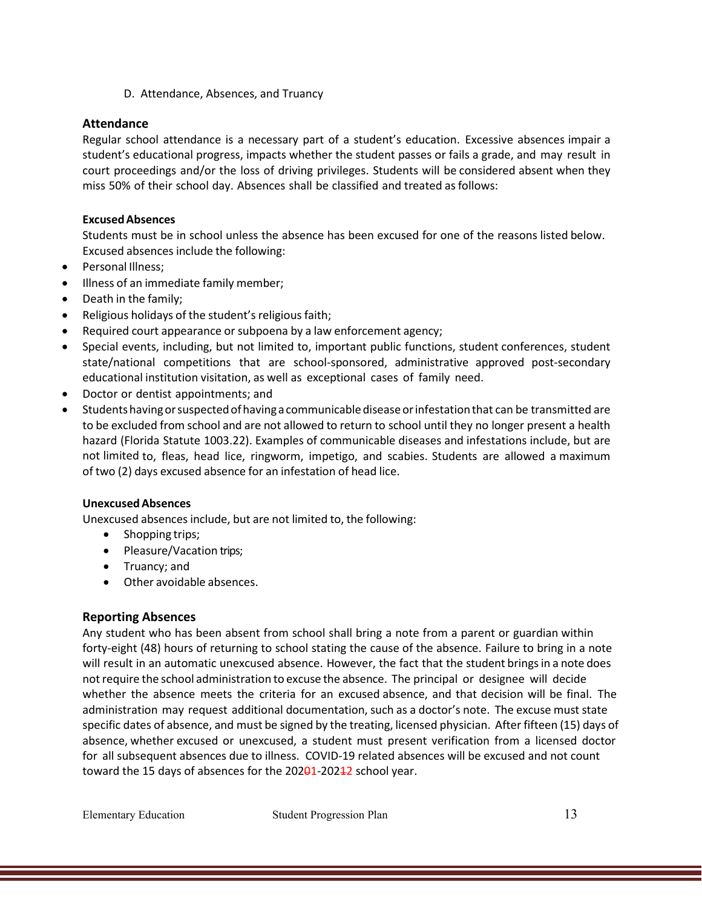D. Attendance, Absences, and Truancy

## Attendance

Regular school attendance is a necessary part of a student's education. Excessive absences impair a student's educational progress, impacts whether the student passes or fails a grade, and may result in court proceedings and/or the loss of driving privileges. Students will be considered absent when they miss 50% of their school day. Absences shall be classified and treated as follows:

**Excused Absences**

Students must be in school unless the absence has been excused for one of the reasons listed below. Excused absences include the following:

- Personal Illness;
- Illness of an immediate family member;
- Death in the family;
- Religious holidays of the student's religious faith;
- Required court appearance or subpoena by a law enforcement agency;
- Special events, including, but not limited to, important public functions, student conferences, student state/national competitions that are school-sponsored, administrative approved post-secondary educational institution visitation, as well as exceptional cases of family need.
- Doctor or dentist appointments; and
- Students having or suspected of having a communicable disease or infestation that can be transmitted are to be excluded from school and are not allowed to return to school until they no longer present a health hazard (Florida Statute 1003.22). Examples of communicable diseases and infestations include, but are not limited to, fleas, head lice, ringworm, impetigo, and scabies. Students are allowed a maximum of two (2) days excused absence for an infestation of head lice.

**Unexcused Absences**

Unexcused absences include, but are not limited to, the following:

- Shopping trips;
- Pleasure/Vacation trips;
- Truancy; and
- Other avoidable absences.

## Reporting Absences

Any student who has been absent from school shall bring a note from a parent or guardian within forty-eight (48) hours of returning to school stating the cause of the absence. Failure to bring in a note will result in an automatic unexcused absence. However, the fact that the student brings in a note does not require the school administration to excuse the absence. The principal or designee will decide whether the absence meets the criteria for an excused absence, and that decision will be final. The administration may request additional documentation, such as a doctor's note. The excuse must state specific dates of absence, and must be signed by the treating, licensed physician. After fifteen (15) days of absence, whether excused or unexcused, a student must present verification from a licensed doctor for all subsequent absences due to illness. COVID-19 related absences will be excused and not count toward the 15 days of absences for the 202~~0~~1-202~~1~~2 school year.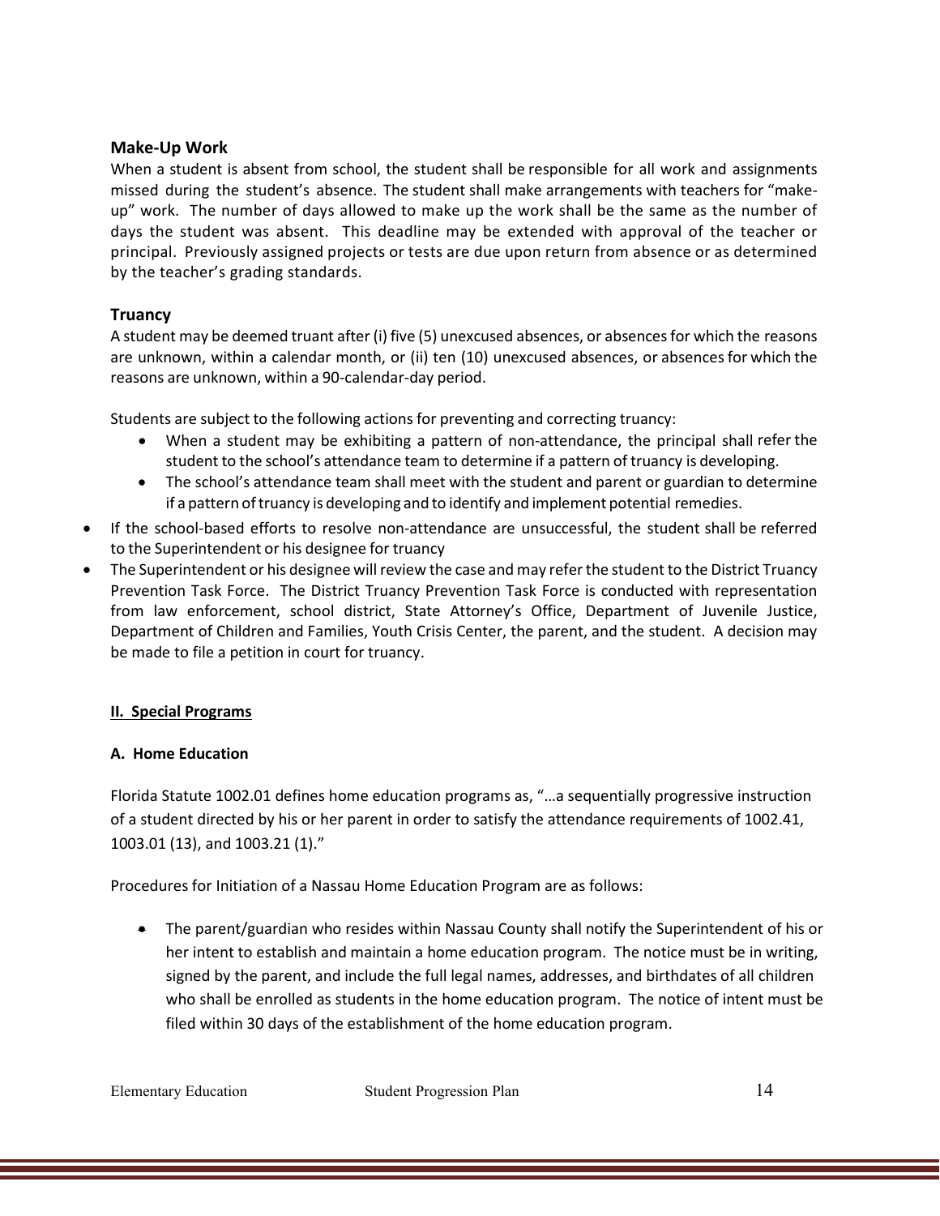### Make-Up Work

When a student is absent from school, the student shall be responsible for all work and assignments missed during the student's absence. The student shall make arrangements with teachers for "make-up" work. The number of days allowed to make up the work shall be the same as the number of days the student was absent. This deadline may be extended with approval of the teacher or principal. Previously assigned projects or tests are due upon return from absence or as determined by the teacher's grading standards.

### Truancy

A student may be deemed truant after (i) five (5) unexcused absences, or absences for which the reasons are unknown, within a calendar month, or (ii) ten (10) unexcused absences, or absences for which the reasons are unknown, within a 90-calendar-day period.

Students are subject to the following actions for preventing and correcting truancy:

- When a student may be exhibiting a pattern of non-attendance, the principal shall refer the student to the school's attendance team to determine if a pattern of truancy is developing.
- The school's attendance team shall meet with the student and parent or guardian to determine if a pattern of truancy is developing and to identify and implement potential remedies.
- If the school-based efforts to resolve non-attendance are unsuccessful, the student shall be referred to the Superintendent or his designee for truancy
- The Superintendent or his designee will review the case and may refer the student to the District Truancy Prevention Task Force. The District Truancy Prevention Task Force is conducted with representation from law enforcement, school district, State Attorney's Office, Department of Juvenile Justice, Department of Children and Families, Youth Crisis Center, the parent, and the student. A decision may be made to file a petition in court for truancy.

## II. Special Programs

### A. Home Education

Florida Statute 1002.01 defines home education programs as, "…a sequentially progressive instruction of a student directed by his or her parent in order to satisfy the attendance requirements of 1002.41, 1003.01 (13), and 1003.21 (1)."

Procedures for Initiation of a Nassau Home Education Program are as follows:

- The parent/guardian who resides within Nassau County shall notify the Superintendent of his or her intent to establish and maintain a home education program. The notice must be in writing, signed by the parent, and include the full legal names, addresses, and birthdates of all children who shall be enrolled as students in the home education program. The notice of intent must be filed within 30 days of the establishment of the home education program.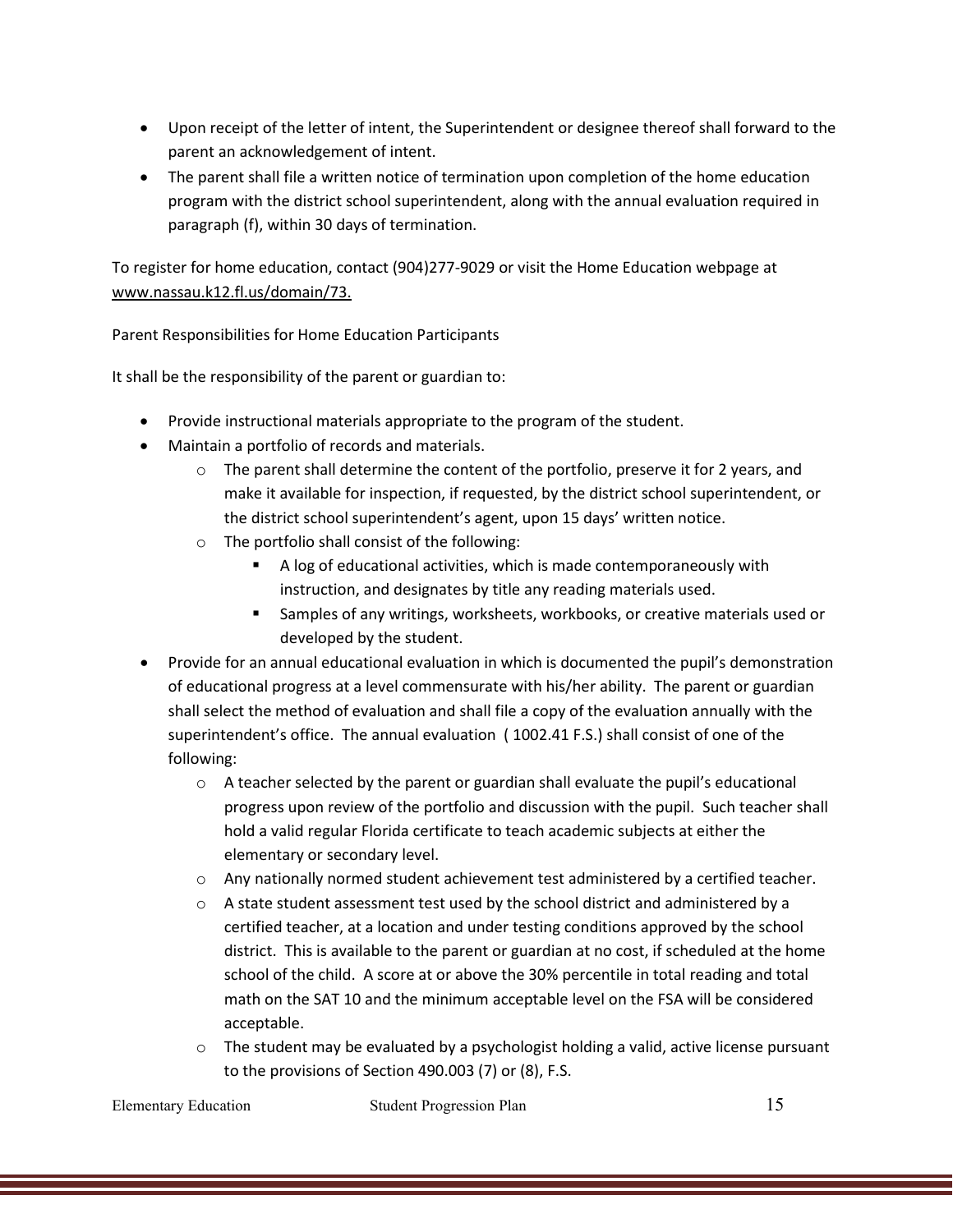- Upon receipt of the letter of intent, the Superintendent or designee thereof shall forward to the parent an acknowledgement of intent.
- The parent shall file a written notice of termination upon completion of the home education program with the district school superintendent, along with the annual evaluation required in paragraph (f), within 30 days of termination.

To register for home education, contact (904)277-9029 or visit the Home Education webpage at www.nassau.k12.fl.us/domain/73.

Parent Responsibilities for Home Education Participants

It shall be the responsibility of the parent or guardian to:

- Provide instructional materials appropriate to the program of the student.
- Maintain a portfolio of records and materials.
  - The parent shall determine the content of the portfolio, preserve it for 2 years, and make it available for inspection, if requested, by the district school superintendent, or the district school superintendent's agent, upon 15 days' written notice.
  - The portfolio shall consist of the following:
    - A log of educational activities, which is made contemporaneously with instruction, and designates by title any reading materials used.
    - Samples of any writings, worksheets, workbooks, or creative materials used or developed by the student.
- Provide for an annual educational evaluation in which is documented the pupil's demonstration of educational progress at a level commensurate with his/her ability. The parent or guardian shall select the method of evaluation and shall file a copy of the evaluation annually with the superintendent's office. The annual evaluation ( 1002.41 F.S.) shall consist of one of the following:
  - A teacher selected by the parent or guardian shall evaluate the pupil's educational progress upon review of the portfolio and discussion with the pupil. Such teacher shall hold a valid regular Florida certificate to teach academic subjects at either the elementary or secondary level.
  - Any nationally normed student achievement test administered by a certified teacher.
  - A state student assessment test used by the school district and administered by a certified teacher, at a location and under testing conditions approved by the school district. This is available to the parent or guardian at no cost, if scheduled at the home school of the child. A score at or above the 30% percentile in total reading and total math on the SAT 10 and the minimum acceptable level on the FSA will be considered acceptable.
  - The student may be evaluated by a psychologist holding a valid, active license pursuant to the provisions of Section 490.003 (7) or (8), F.S.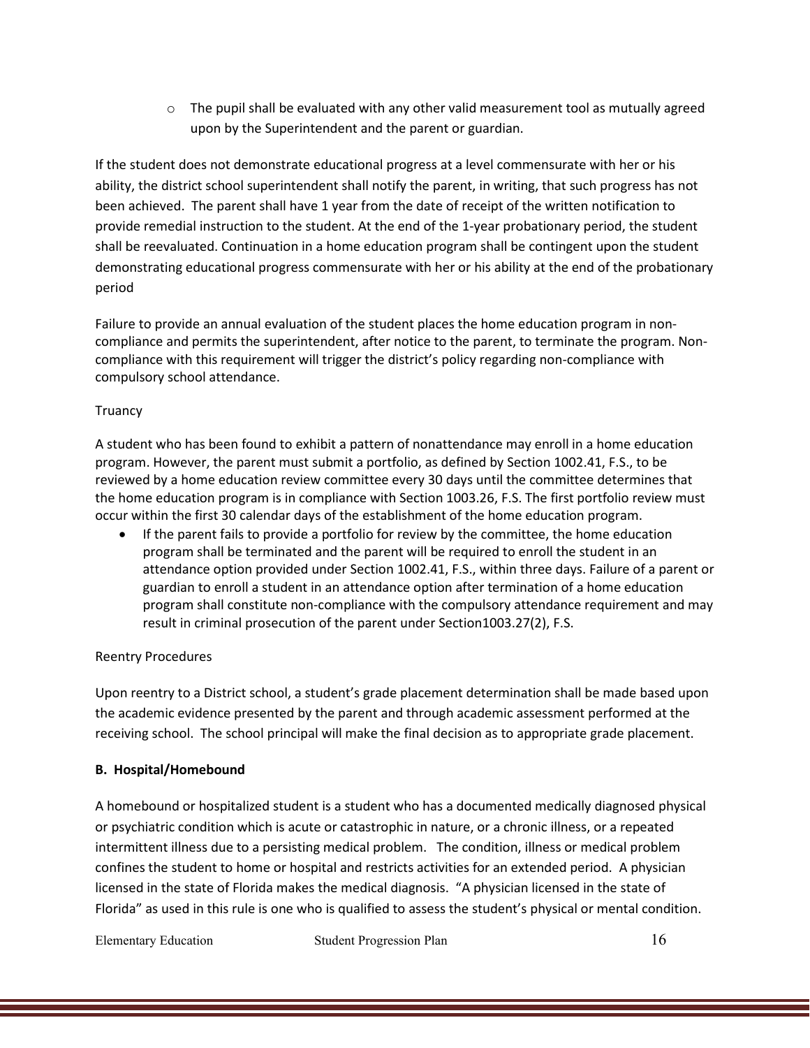- The pupil shall be evaluated with any other valid measurement tool as mutually agreed upon by the Superintendent and the parent or guardian.

If the student does not demonstrate educational progress at a level commensurate with her or his ability, the district school superintendent shall notify the parent, in writing, that such progress has not been achieved. The parent shall have 1 year from the date of receipt of the written notification to provide remedial instruction to the student. At the end of the 1-year probationary period, the student shall be reevaluated. Continuation in a home education program shall be contingent upon the student demonstrating educational progress commensurate with her or his ability at the end of the probationary period

Failure to provide an annual evaluation of the student places the home education program in non-compliance and permits the superintendent, after notice to the parent, to terminate the program. Non-compliance with this requirement will trigger the district's policy regarding non-compliance with compulsory school attendance.

Truancy

A student who has been found to exhibit a pattern of nonattendance may enroll in a home education program. However, the parent must submit a portfolio, as defined by Section 1002.41, F.S., to be reviewed by a home education review committee every 30 days until the committee determines that the home education program is in compliance with Section 1003.26, F.S. The first portfolio review must occur within the first 30 calendar days of the establishment of the home education program.

- If the parent fails to provide a portfolio for review by the committee, the home education program shall be terminated and the parent will be required to enroll the student in an attendance option provided under Section 1002.41, F.S., within three days. Failure of a parent or guardian to enroll a student in an attendance option after termination of a home education program shall constitute non-compliance with the compulsory attendance requirement and may result in criminal prosecution of the parent under Section1003.27(2), F.S.

Reentry Procedures

Upon reentry to a District school, a student's grade placement determination shall be made based upon the academic evidence presented by the parent and through academic assessment performed at the receiving school. The school principal will make the final decision as to appropriate grade placement.

**B. Hospital/Homebound**

A homebound or hospitalized student is a student who has a documented medically diagnosed physical or psychiatric condition which is acute or catastrophic in nature, or a chronic illness, or a repeated intermittent illness due to a persisting medical problem. The condition, illness or medical problem confines the student to home or hospital and restricts activities for an extended period. A physician licensed in the state of Florida makes the medical diagnosis. "A physician licensed in the state of Florida" as used in this rule is one who is qualified to assess the student's physical or mental condition.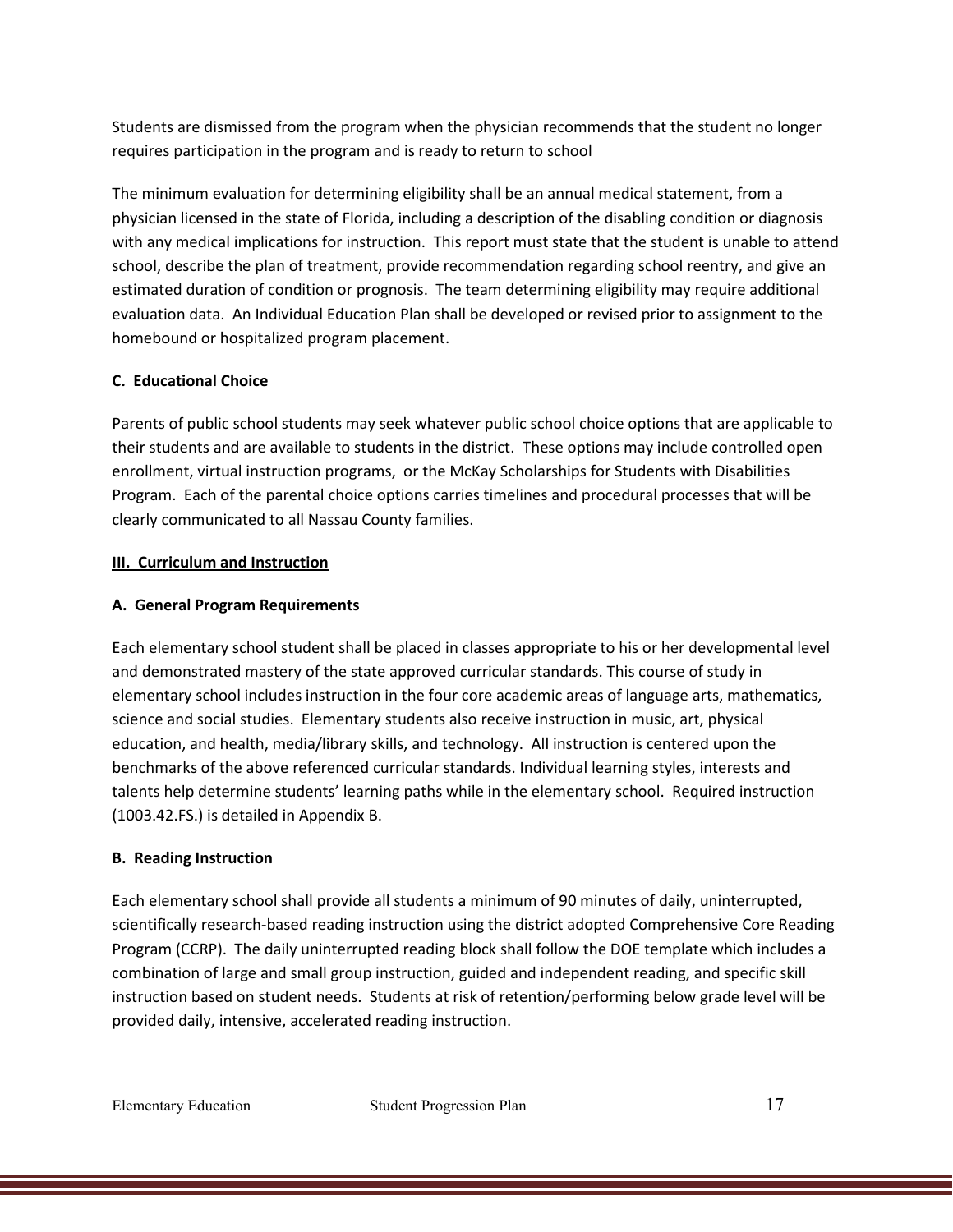Students are dismissed from the program when the physician recommends that the student no longer requires participation in the program and is ready to return to school

The minimum evaluation for determining eligibility shall be an annual medical statement, from a physician licensed in the state of Florida, including a description of the disabling condition or diagnosis with any medical implications for instruction. This report must state that the student is unable to attend school, describe the plan of treatment, provide recommendation regarding school reentry, and give an estimated duration of condition or prognosis. The team determining eligibility may require additional evaluation data. An Individual Education Plan shall be developed or revised prior to assignment to the homebound or hospitalized program placement.

### C. Educational Choice

Parents of public school students may seek whatever public school choice options that are applicable to their students and are available to students in the district. These options may include controlled open enrollment, virtual instruction programs, or the McKay Scholarships for Students with Disabilities Program. Each of the parental choice options carries timelines and procedural processes that will be clearly communicated to all Nassau County families.

## III. Curriculum and Instruction

### A. General Program Requirements

Each elementary school student shall be placed in classes appropriate to his or her developmental level and demonstrated mastery of the state approved curricular standards. This course of study in elementary school includes instruction in the four core academic areas of language arts, mathematics, science and social studies. Elementary students also receive instruction in music, art, physical education, and health, media/library skills, and technology. All instruction is centered upon the benchmarks of the above referenced curricular standards. Individual learning styles, interests and talents help determine students' learning paths while in the elementary school. Required instruction (1003.42.FS.) is detailed in Appendix B.

### B. Reading Instruction

Each elementary school shall provide all students a minimum of 90 minutes of daily, uninterrupted, scientifically research-based reading instruction using the district adopted Comprehensive Core Reading Program (CCRP). The daily uninterrupted reading block shall follow the DOE template which includes a combination of large and small group instruction, guided and independent reading, and specific skill instruction based on student needs. Students at risk of retention/performing below grade level will be provided daily, intensive, accelerated reading instruction.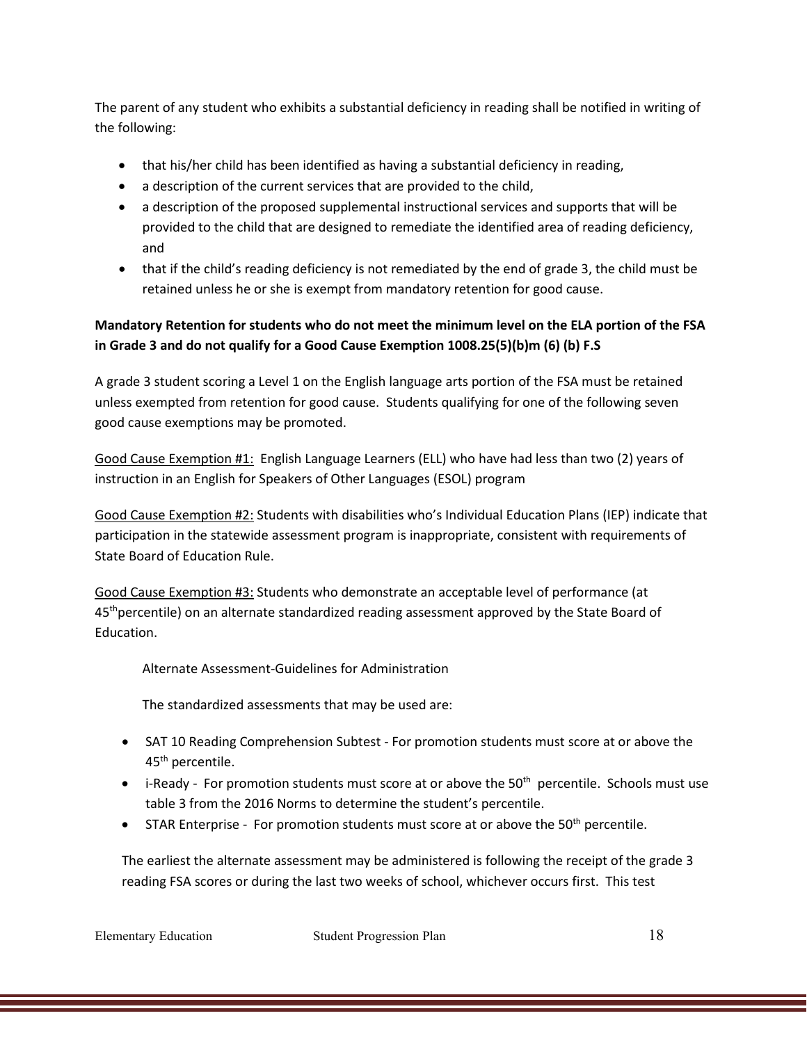The parent of any student who exhibits a substantial deficiency in reading shall be notified in writing of the following:

- that his/her child has been identified as having a substantial deficiency in reading,
- a description of the current services that are provided to the child,
- a description of the proposed supplemental instructional services and supports that will be provided to the child that are designed to remediate the identified area of reading deficiency, and
- that if the child's reading deficiency is not remediated by the end of grade 3, the child must be retained unless he or she is exempt from mandatory retention for good cause.

**Mandatory Retention for students who do not meet the minimum level on the ELA portion of the FSA in Grade 3 and do not qualify for a Good Cause Exemption 1008.25(5)(b)m (6) (b) F.S**

A grade 3 student scoring a Level 1 on the English language arts portion of the FSA must be retained unless exempted from retention for good cause. Students qualifying for one of the following seven good cause exemptions may be promoted.

Good Cause Exemption #1: English Language Learners (ELL) who have had less than two (2) years of instruction in an English for Speakers of Other Languages (ESOL) program

Good Cause Exemption #2: Students with disabilities who's Individual Education Plans (IEP) indicate that participation in the statewide assessment program is inappropriate, consistent with requirements of State Board of Education Rule.

Good Cause Exemption #3: Students who demonstrate an acceptable level of performance (at 45th percentile) on an alternate standardized reading assessment approved by the State Board of Education.

Alternate Assessment-Guidelines for Administration

The standardized assessments that may be used are:

- SAT 10 Reading Comprehension Subtest - For promotion students must score at or above the 45th percentile.
- i-Ready - For promotion students must score at or above the 50th percentile. Schools must use table 3 from the 2016 Norms to determine the student's percentile.
- STAR Enterprise - For promotion students must score at or above the 50th percentile.

The earliest the alternate assessment may be administered is following the receipt of the grade 3 reading FSA scores or during the last two weeks of school, whichever occurs first. This test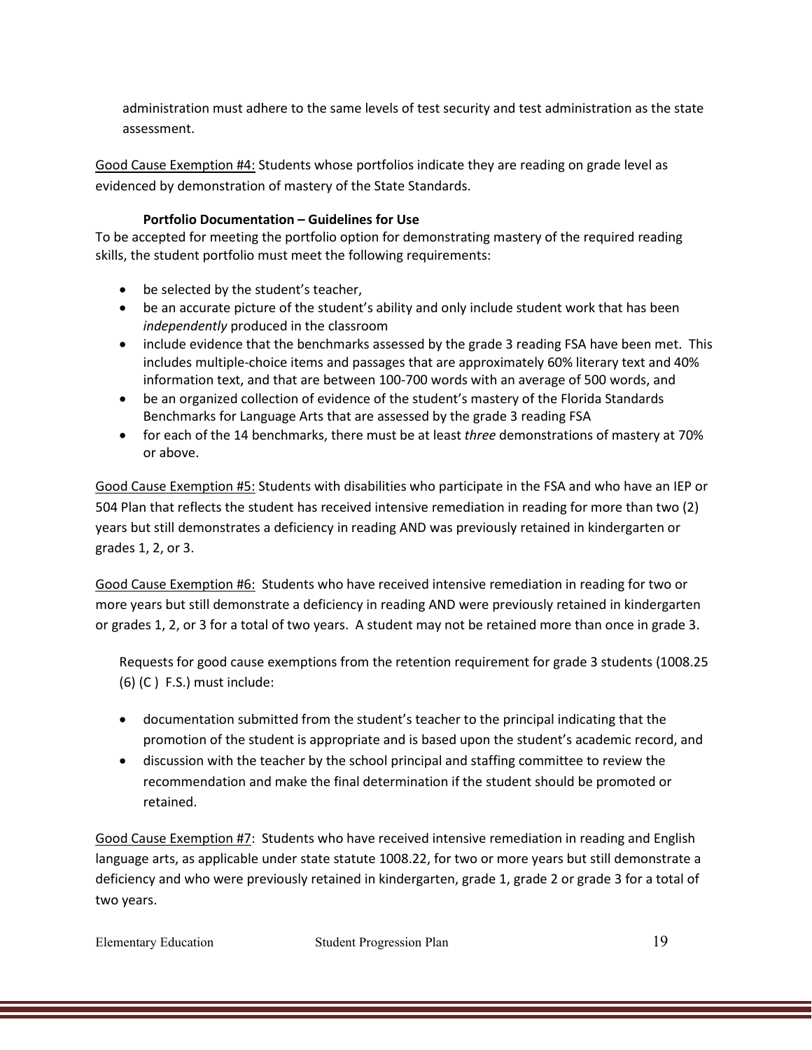administration must adhere to the same levels of test security and test administration as the state assessment.

<u>Good Cause Exemption #4:</u> Students whose portfolios indicate they are reading on grade level as evidenced by demonstration of mastery of the State Standards.

**Portfolio Documentation – Guidelines for Use**

To be accepted for meeting the portfolio option for demonstrating mastery of the required reading skills, the student portfolio must meet the following requirements:

- be selected by the student's teacher,
- be an accurate picture of the student's ability and only include student work that has been *independently* produced in the classroom
- include evidence that the benchmarks assessed by the grade 3 reading FSA have been met. This includes multiple-choice items and passages that are approximately 60% literary text and 40% information text, and that are between 100-700 words with an average of 500 words, and
- be an organized collection of evidence of the student's mastery of the Florida Standards Benchmarks for Language Arts that are assessed by the grade 3 reading FSA
- for each of the 14 benchmarks, there must be at least *three* demonstrations of mastery at 70% or above.

<u>Good Cause Exemption #5:</u> Students with disabilities who participate in the FSA and who have an IEP or 504 Plan that reflects the student has received intensive remediation in reading for more than two (2) years but still demonstrates a deficiency in reading AND was previously retained in kindergarten or grades 1, 2, or 3.

<u>Good Cause Exemption #6:</u> Students who have received intensive remediation in reading for two or more years but still demonstrate a deficiency in reading AND were previously retained in kindergarten or grades 1, 2, or 3 for a total of two years. A student may not be retained more than once in grade 3.

Requests for good cause exemptions from the retention requirement for grade 3 students (1008.25 (6) (C ) F.S.) must include:

- documentation submitted from the student's teacher to the principal indicating that the promotion of the student is appropriate and is based upon the student's academic record, and
- discussion with the teacher by the school principal and staffing committee to review the recommendation and make the final determination if the student should be promoted or retained.

<u>Good Cause Exemption #7</u>: Students who have received intensive remediation in reading and English language arts, as applicable under state statute 1008.22, for two or more years but still demonstrate a deficiency and who were previously retained in kindergarten, grade 1, grade 2 or grade 3 for a total of two years.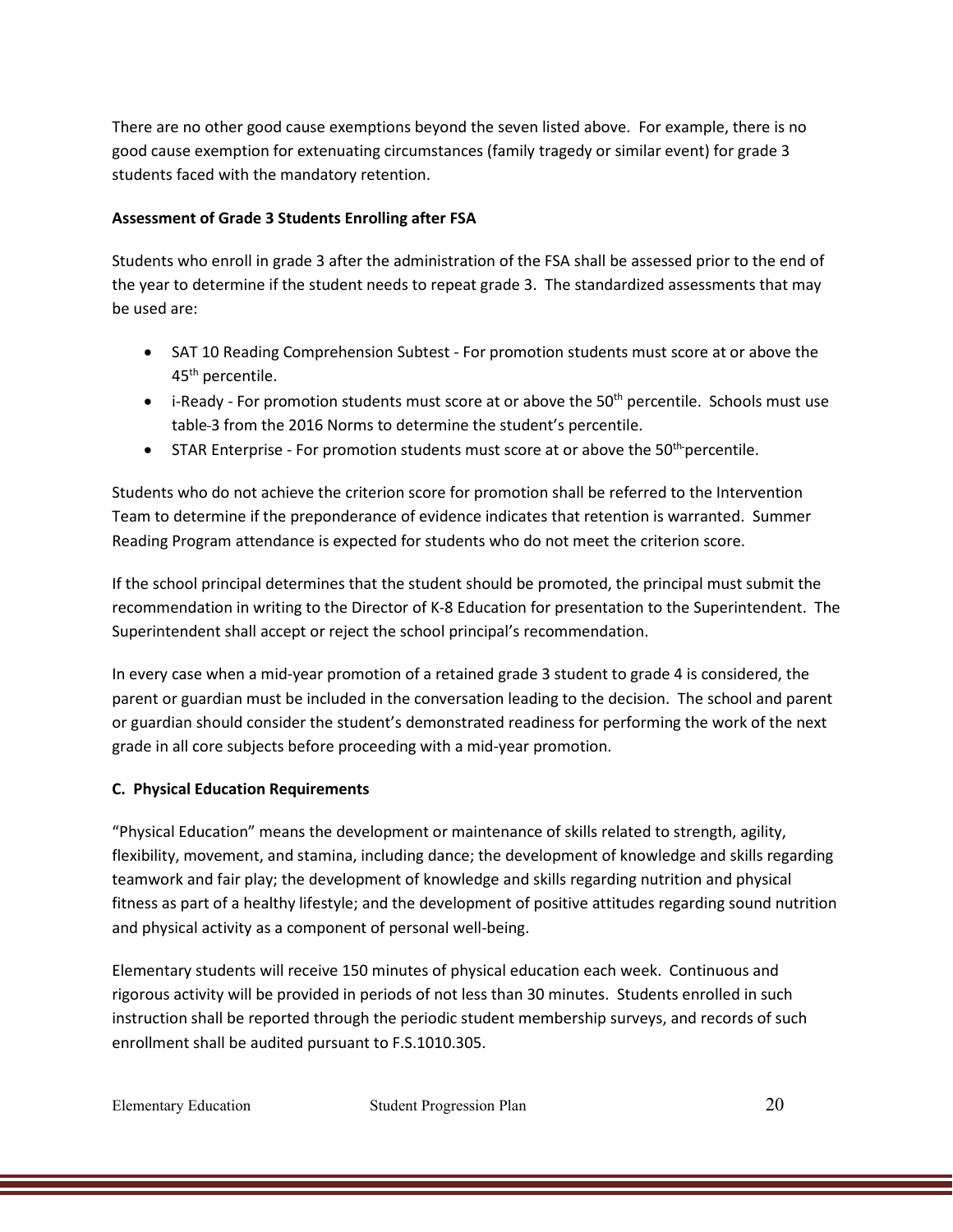There are no other good cause exemptions beyond the seven listed above. For example, there is no good cause exemption for extenuating circumstances (family tragedy or similar event) for grade 3 students faced with the mandatory retention.

**Assessment of Grade 3 Students Enrolling after FSA**

Students who enroll in grade 3 after the administration of the FSA shall be assessed prior to the end of the year to determine if the student needs to repeat grade 3. The standardized assessments that may be used are:

- SAT 10 Reading Comprehension Subtest - For promotion students must score at or above the 45th percentile.
- i-Ready - For promotion students must score at or above the 50th percentile. Schools must use table-3 from the 2016 Norms to determine the student's percentile.
- STAR Enterprise - For promotion students must score at or above the 50th percentile.

Students who do not achieve the criterion score for promotion shall be referred to the Intervention Team to determine if the preponderance of evidence indicates that retention is warranted. Summer Reading Program attendance is expected for students who do not meet the criterion score.

If the school principal determines that the student should be promoted, the principal must submit the recommendation in writing to the Director of K-8 Education for presentation to the Superintendent. The Superintendent shall accept or reject the school principal's recommendation.

In every case when a mid-year promotion of a retained grade 3 student to grade 4 is considered, the parent or guardian must be included in the conversation leading to the decision. The school and parent or guardian should consider the student's demonstrated readiness for performing the work of the next grade in all core subjects before proceeding with a mid-year promotion.

**C. Physical Education Requirements**

"Physical Education" means the development or maintenance of skills related to strength, agility, flexibility, movement, and stamina, including dance; the development of knowledge and skills regarding teamwork and fair play; the development of knowledge and skills regarding nutrition and physical fitness as part of a healthy lifestyle; and the development of positive attitudes regarding sound nutrition and physical activity as a component of personal well-being.

Elementary students will receive 150 minutes of physical education each week. Continuous and rigorous activity will be provided in periods of not less than 30 minutes. Students enrolled in such instruction shall be reported through the periodic student membership surveys, and records of such enrollment shall be audited pursuant to F.S.1010.305.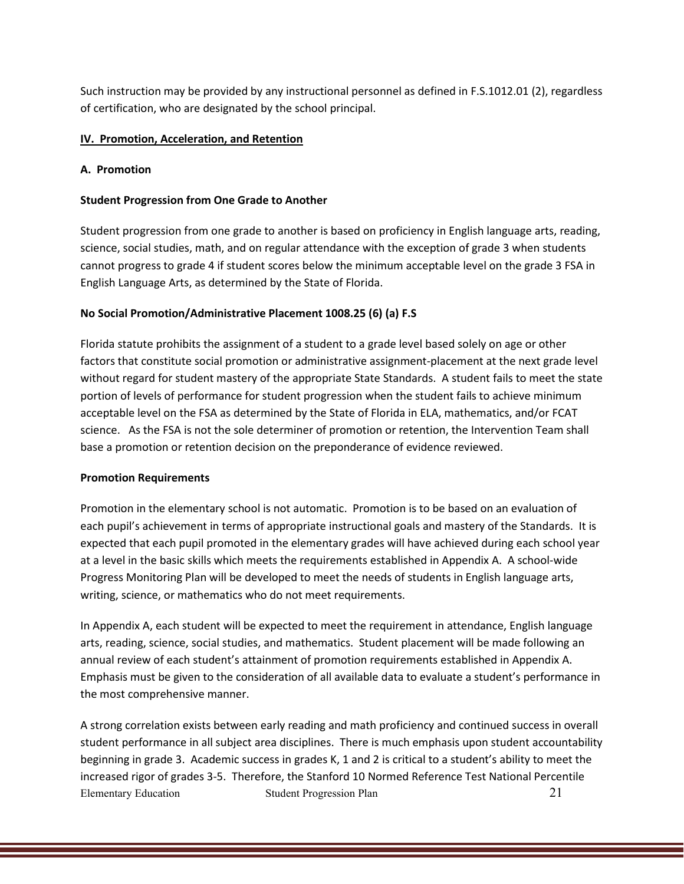Such instruction may be provided by any instructional personnel as defined in F.S.1012.01 (2), regardless of certification, who are designated by the school principal.

## IV. Promotion, Acceleration, and Retention

### A. Promotion

#### Student Progression from One Grade to Another

Student progression from one grade to another is based on proficiency in English language arts, reading, science, social studies, math, and on regular attendance with the exception of grade 3 when students cannot progress to grade 4 if student scores below the minimum acceptable level on the grade 3 FSA in English Language Arts, as determined by the State of Florida.

#### No Social Promotion/Administrative Placement 1008.25 (6) (a) F.S

Florida statute prohibits the assignment of a student to a grade level based solely on age or other factors that constitute social promotion or administrative assignment-placement at the next grade level without regard for student mastery of the appropriate State Standards. A student fails to meet the state portion of levels of performance for student progression when the student fails to achieve minimum acceptable level on the FSA as determined by the State of Florida in ELA, mathematics, and/or FCAT science. As the FSA is not the sole determiner of promotion or retention, the Intervention Team shall base a promotion or retention decision on the preponderance of evidence reviewed.

#### Promotion Requirements

Promotion in the elementary school is not automatic. Promotion is to be based on an evaluation of each pupil's achievement in terms of appropriate instructional goals and mastery of the Standards. It is expected that each pupil promoted in the elementary grades will have achieved during each school year at a level in the basic skills which meets the requirements established in Appendix A. A school-wide Progress Monitoring Plan will be developed to meet the needs of students in English language arts, writing, science, or mathematics who do not meet requirements.

In Appendix A, each student will be expected to meet the requirement in attendance, English language arts, reading, science, social studies, and mathematics. Student placement will be made following an annual review of each student's attainment of promotion requirements established in Appendix A. Emphasis must be given to the consideration of all available data to evaluate a student's performance in the most comprehensive manner.

A strong correlation exists between early reading and math proficiency and continued success in overall student performance in all subject area disciplines. There is much emphasis upon student accountability beginning in grade 3. Academic success in grades K, 1 and 2 is critical to a student's ability to meet the increased rigor of grades 3-5. Therefore, the Stanford 10 Normed Reference Test National Percentile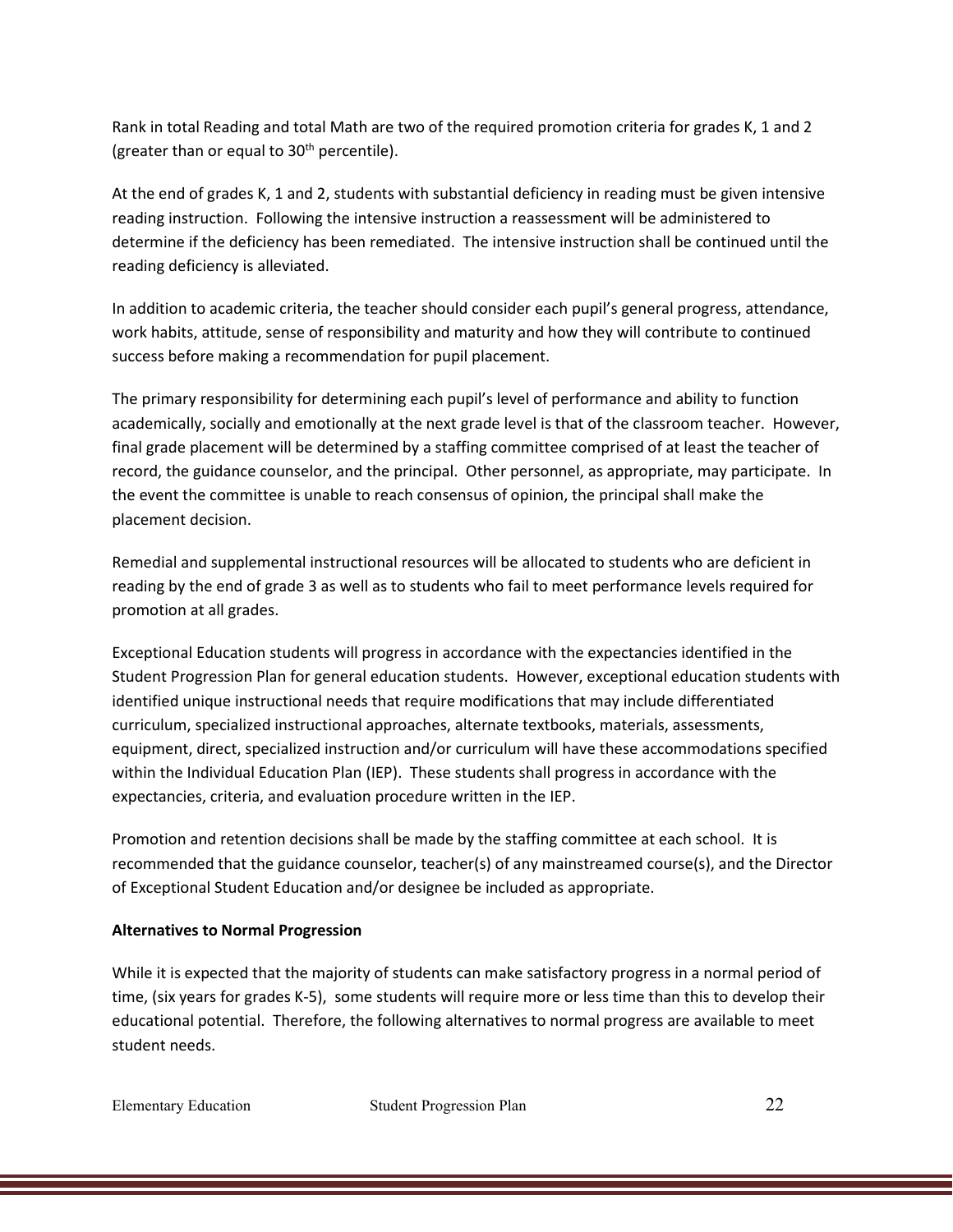Rank in total Reading and total Math are two of the required promotion criteria for grades K, 1 and 2 (greater than or equal to 30th percentile).

At the end of grades K, 1 and 2, students with substantial deficiency in reading must be given intensive reading instruction. Following the intensive instruction a reassessment will be administered to determine if the deficiency has been remediated. The intensive instruction shall be continued until the reading deficiency is alleviated.

In addition to academic criteria, the teacher should consider each pupil's general progress, attendance, work habits, attitude, sense of responsibility and maturity and how they will contribute to continued success before making a recommendation for pupil placement.

The primary responsibility for determining each pupil's level of performance and ability to function academically, socially and emotionally at the next grade level is that of the classroom teacher. However, final grade placement will be determined by a staffing committee comprised of at least the teacher of record, the guidance counselor, and the principal. Other personnel, as appropriate, may participate. In the event the committee is unable to reach consensus of opinion, the principal shall make the placement decision.

Remedial and supplemental instructional resources will be allocated to students who are deficient in reading by the end of grade 3 as well as to students who fail to meet performance levels required for promotion at all grades.

Exceptional Education students will progress in accordance with the expectancies identified in the Student Progression Plan for general education students. However, exceptional education students with identified unique instructional needs that require modifications that may include differentiated curriculum, specialized instructional approaches, alternate textbooks, materials, assessments, equipment, direct, specialized instruction and/or curriculum will have these accommodations specified within the Individual Education Plan (IEP). These students shall progress in accordance with the expectancies, criteria, and evaluation procedure written in the IEP.

Promotion and retention decisions shall be made by the staffing committee at each school. It is recommended that the guidance counselor, teacher(s) of any mainstreamed course(s), and the Director of Exceptional Student Education and/or designee be included as appropriate.

**Alternatives to Normal Progression**

While it is expected that the majority of students can make satisfactory progress in a normal period of time, (six years for grades K-5), some students will require more or less time than this to develop their educational potential. Therefore, the following alternatives to normal progress are available to meet student needs.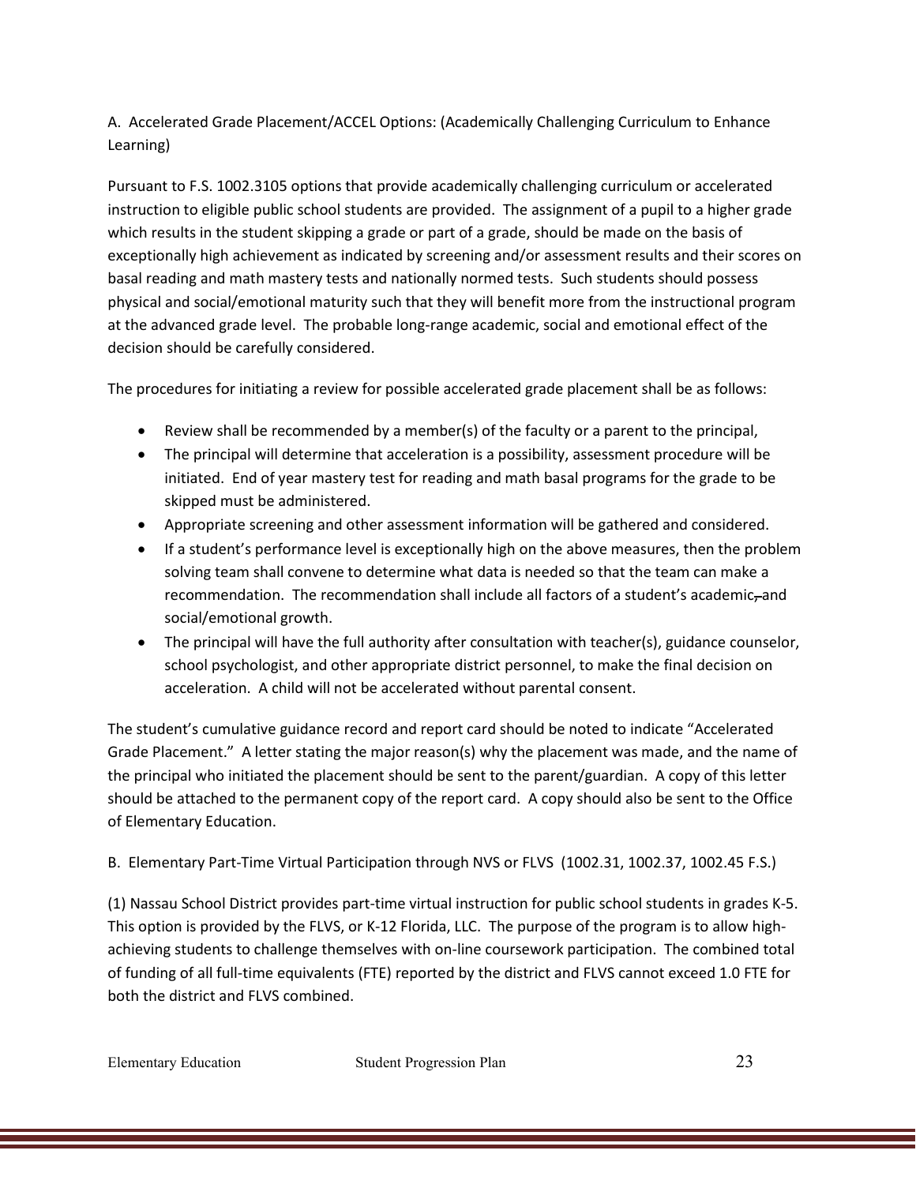A. Accelerated Grade Placement/ACCEL Options: (Academically Challenging Curriculum to Enhance Learning)

Pursuant to F.S. 1002.3105 options that provide academically challenging curriculum or accelerated instruction to eligible public school students are provided. The assignment of a pupil to a higher grade which results in the student skipping a grade or part of a grade, should be made on the basis of exceptionally high achievement as indicated by screening and/or assessment results and their scores on basal reading and math mastery tests and nationally normed tests. Such students should possess physical and social/emotional maturity such that they will benefit more from the instructional program at the advanced grade level. The probable long-range academic, social and emotional effect of the decision should be carefully considered.

The procedures for initiating a review for possible accelerated grade placement shall be as follows:

- Review shall be recommended by a member(s) of the faculty or a parent to the principal,
- The principal will determine that acceleration is a possibility, assessment procedure will be initiated. End of year mastery test for reading and math basal programs for the grade to be skipped must be administered.
- Appropriate screening and other assessment information will be gathered and considered.
- If a student's performance level is exceptionally high on the above measures, then the problem solving team shall convene to determine what data is needed so that the team can make a recommendation. The recommendation shall include all factors of a student's academic~~,~~ and social/emotional growth.
- The principal will have the full authority after consultation with teacher(s), guidance counselor, school psychologist, and other appropriate district personnel, to make the final decision on acceleration. A child will not be accelerated without parental consent.

The student's cumulative guidance record and report card should be noted to indicate "Accelerated Grade Placement." A letter stating the major reason(s) why the placement was made, and the name of the principal who initiated the placement should be sent to the parent/guardian. A copy of this letter should be attached to the permanent copy of the report card. A copy should also be sent to the Office of Elementary Education.

B. Elementary Part-Time Virtual Participation through NVS or FLVS (1002.31, 1002.37, 1002.45 F.S.)

(1) Nassau School District provides part-time virtual instruction for public school students in grades K-5. This option is provided by the FLVS, or K-12 Florida, LLC. The purpose of the program is to allow high-achieving students to challenge themselves with on-line coursework participation. The combined total of funding of all full-time equivalents (FTE) reported by the district and FLVS cannot exceed 1.0 FTE for both the district and FLVS combined.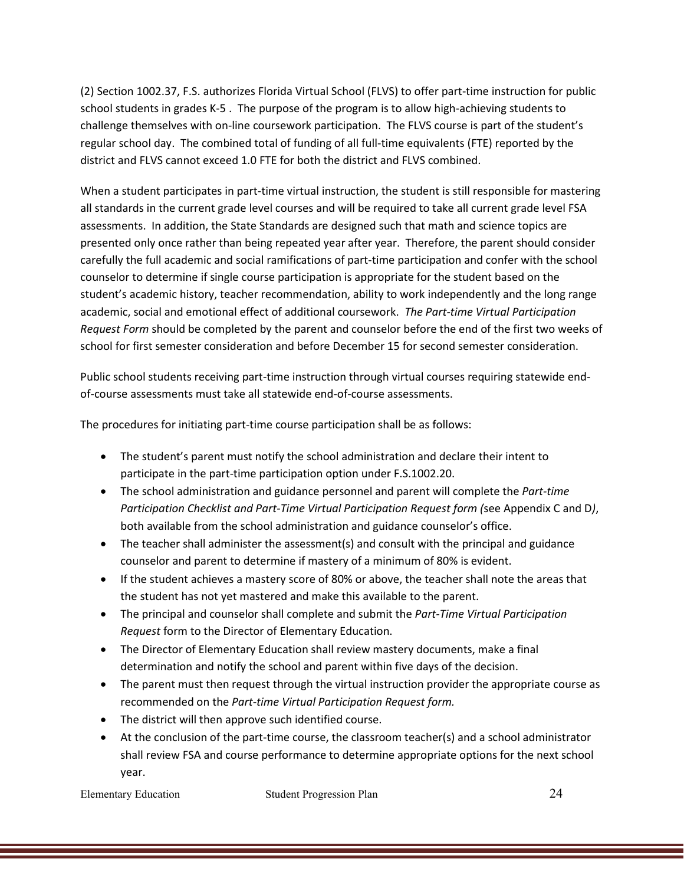(2) Section 1002.37, F.S. authorizes Florida Virtual School (FLVS) to offer part-time instruction for public school students in grades K-5 . The purpose of the program is to allow high-achieving students to challenge themselves with on-line coursework participation. The FLVS course is part of the student's regular school day. The combined total of funding of all full-time equivalents (FTE) reported by the district and FLVS cannot exceed 1.0 FTE for both the district and FLVS combined.

When a student participates in part-time virtual instruction, the student is still responsible for mastering all standards in the current grade level courses and will be required to take all current grade level FSA assessments. In addition, the State Standards are designed such that math and science topics are presented only once rather than being repeated year after year. Therefore, the parent should consider carefully the full academic and social ramifications of part-time participation and confer with the school counselor to determine if single course participation is appropriate for the student based on the student's academic history, teacher recommendation, ability to work independently and the long range academic, social and emotional effect of additional coursework. *The Part-time Virtual Participation Request Form* should be completed by the parent and counselor before the end of the first two weeks of school for first semester consideration and before December 15 for second semester consideration.

Public school students receiving part-time instruction through virtual courses requiring statewide end-of-course assessments must take all statewide end-of-course assessments.

The procedures for initiating part-time course participation shall be as follows:

- The student's parent must notify the school administration and declare their intent to participate in the part-time participation option under F.S.1002.20.
- The school administration and guidance personnel and parent will complete the *Part-time Participation Checklist and Part-Time Virtual Participation Request form (*see Appendix C and D*)*, both available from the school administration and guidance counselor's office.
- The teacher shall administer the assessment(s) and consult with the principal and guidance counselor and parent to determine if mastery of a minimum of 80% is evident.
- If the student achieves a mastery score of 80% or above, the teacher shall note the areas that the student has not yet mastered and make this available to the parent.
- The principal and counselor shall complete and submit the *Part-Time Virtual Participation Request* form to the Director of Elementary Education.
- The Director of Elementary Education shall review mastery documents, make a final determination and notify the school and parent within five days of the decision.
- The parent must then request through the virtual instruction provider the appropriate course as recommended on the *Part-time Virtual Participation Request form.*
- The district will then approve such identified course.
- At the conclusion of the part-time course, the classroom teacher(s) and a school administrator shall review FSA and course performance to determine appropriate options for the next school year.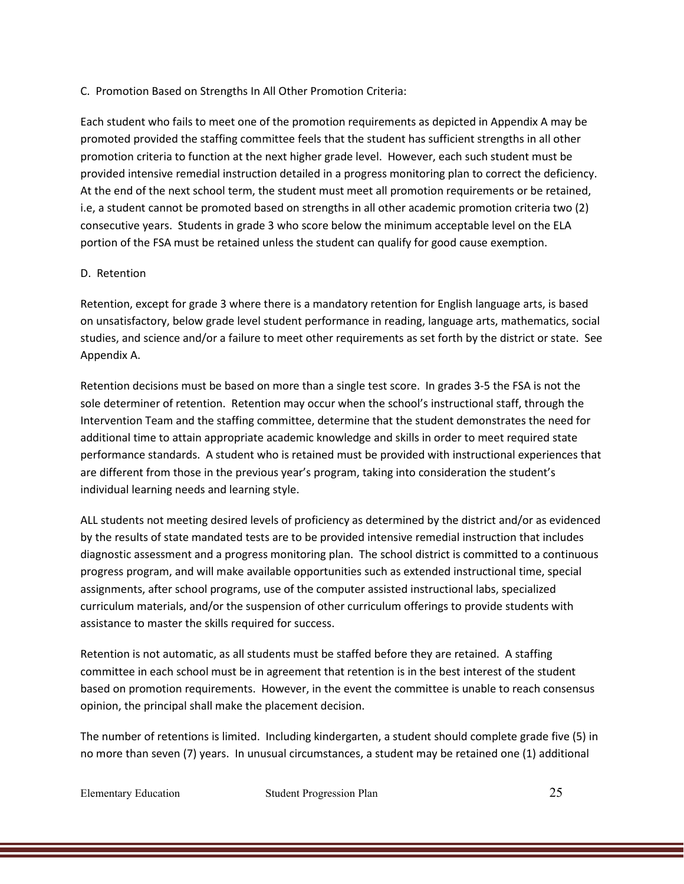C. Promotion Based on Strengths In All Other Promotion Criteria:

Each student who fails to meet one of the promotion requirements as depicted in Appendix A may be promoted provided the staffing committee feels that the student has sufficient strengths in all other promotion criteria to function at the next higher grade level. However, each such student must be provided intensive remedial instruction detailed in a progress monitoring plan to correct the deficiency. At the end of the next school term, the student must meet all promotion requirements or be retained, i.e, a student cannot be promoted based on strengths in all other academic promotion criteria two (2) consecutive years. Students in grade 3 who score below the minimum acceptable level on the ELA portion of the FSA must be retained unless the student can qualify for good cause exemption.

D. Retention

Retention, except for grade 3 where there is a mandatory retention for English language arts, is based on unsatisfactory, below grade level student performance in reading, language arts, mathematics, social studies, and science and/or a failure to meet other requirements as set forth by the district or state. See Appendix A.

Retention decisions must be based on more than a single test score. In grades 3-5 the FSA is not the sole determiner of retention. Retention may occur when the school's instructional staff, through the Intervention Team and the staffing committee, determine that the student demonstrates the need for additional time to attain appropriate academic knowledge and skills in order to meet required state performance standards. A student who is retained must be provided with instructional experiences that are different from those in the previous year's program, taking into consideration the student's individual learning needs and learning style.

ALL students not meeting desired levels of proficiency as determined by the district and/or as evidenced by the results of state mandated tests are to be provided intensive remedial instruction that includes diagnostic assessment and a progress monitoring plan. The school district is committed to a continuous progress program, and will make available opportunities such as extended instructional time, special assignments, after school programs, use of the computer assisted instructional labs, specialized curriculum materials, and/or the suspension of other curriculum offerings to provide students with assistance to master the skills required for success.

Retention is not automatic, as all students must be staffed before they are retained. A staffing committee in each school must be in agreement that retention is in the best interest of the student based on promotion requirements. However, in the event the committee is unable to reach consensus opinion, the principal shall make the placement decision.

The number of retentions is limited. Including kindergarten, a student should complete grade five (5) in no more than seven (7) years. In unusual circumstances, a student may be retained one (1) additional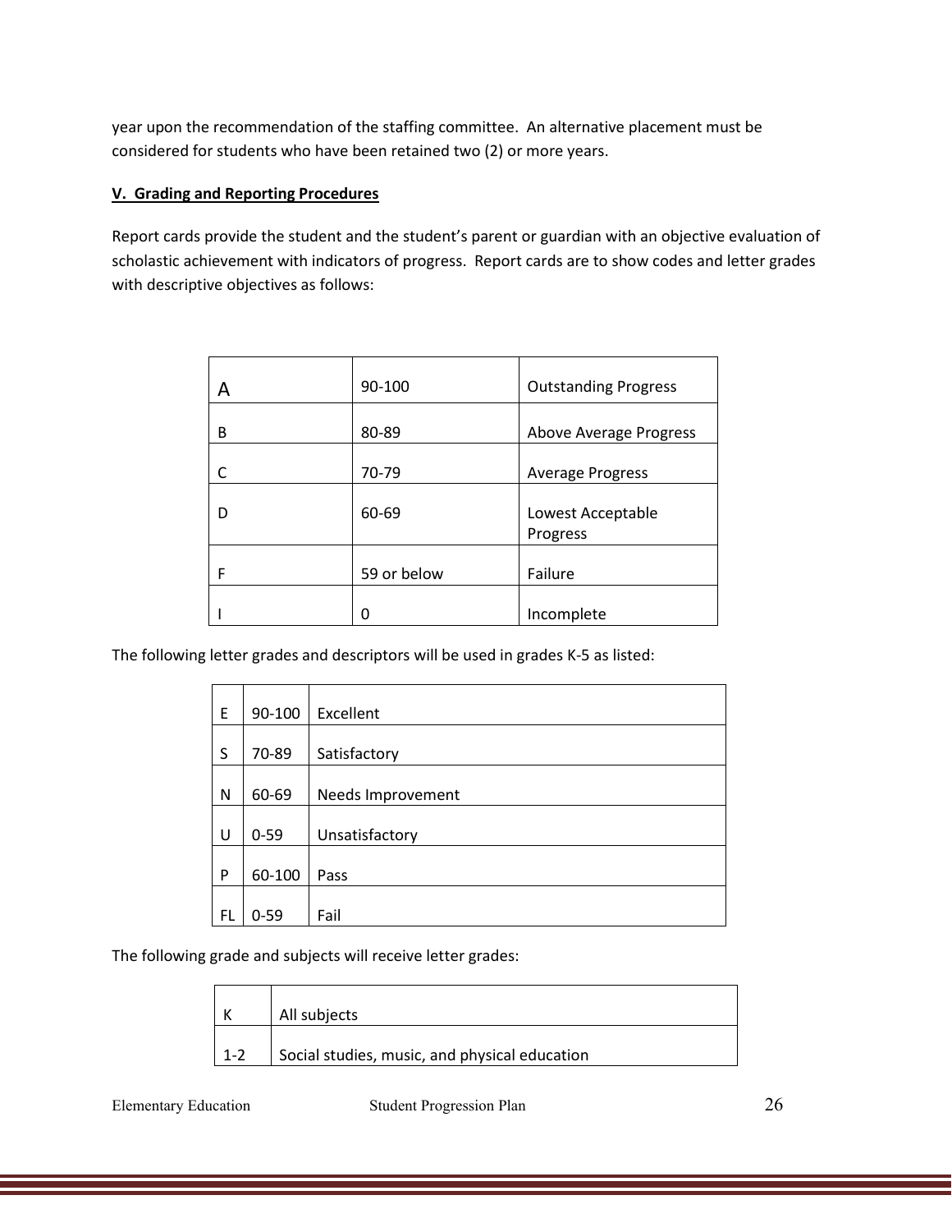year upon the recommendation of the staffing committee. An alternative placement must be considered for students who have been retained two (2) or more years.

**V. Grading and Reporting Procedures**

Report cards provide the student and the student's parent or guardian with an objective evaluation of scholastic achievement with indicators of progress. Report cards are to show codes and letter grades with descriptive objectives as follows:

| | | |
|---|---|---|
| A | 90-100 | Outstanding Progress |
| B | 80-89 | Above Average Progress |
| C | 70-79 | Average Progress |
| D | 60-69 | Lowest Acceptable Progress |
| F | 59 or below | Failure |
| I | 0 | Incomplete |

The following letter grades and descriptors will be used in grades K-5 as listed:

| | | |
|---|---|---|
| E | 90-100 | Excellent |
| S | 70-89 | Satisfactory |
| N | 60-69 | Needs Improvement |
| U | 0-59 | Unsatisfactory |
| P | 60-100 | Pass |
| FL | 0-59 | Fail |

The following grade and subjects will receive letter grades:

| | |
|---|---|
| K | All subjects |
| 1-2 | Social studies, music, and physical education |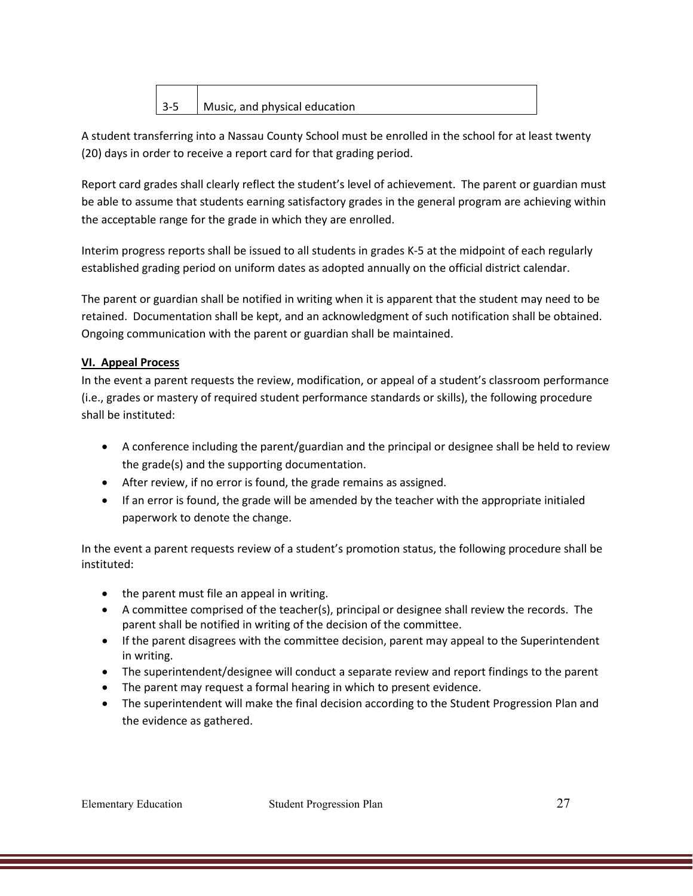| 3-5 | Music, and physical education |
|---|---|

A student transferring into a Nassau County School must be enrolled in the school for at least twenty (20) days in order to receive a report card for that grading period.

Report card grades shall clearly reflect the student's level of achievement. The parent or guardian must be able to assume that students earning satisfactory grades in the general program are achieving within the acceptable range for the grade in which they are enrolled.

Interim progress reports shall be issued to all students in grades K-5 at the midpoint of each regularly established grading period on uniform dates as adopted annually on the official district calendar.

The parent or guardian shall be notified in writing when it is apparent that the student may need to be retained. Documentation shall be kept, and an acknowledgment of such notification shall be obtained. Ongoing communication with the parent or guardian shall be maintained.

**VI. Appeal Process**

In the event a parent requests the review, modification, or appeal of a student's classroom performance (i.e., grades or mastery of required student performance standards or skills), the following procedure shall be instituted:

- A conference including the parent/guardian and the principal or designee shall be held to review the grade(s) and the supporting documentation.
- After review, if no error is found, the grade remains as assigned.
- If an error is found, the grade will be amended by the teacher with the appropriate initialed paperwork to denote the change.

In the event a parent requests review of a student's promotion status, the following procedure shall be instituted:

- the parent must file an appeal in writing.
- A committee comprised of the teacher(s), principal or designee shall review the records. The parent shall be notified in writing of the decision of the committee.
- If the parent disagrees with the committee decision, parent may appeal to the Superintendent in writing.
- The superintendent/designee will conduct a separate review and report findings to the parent
- The parent may request a formal hearing in which to present evidence.
- The superintendent will make the final decision according to the Student Progression Plan and the evidence as gathered.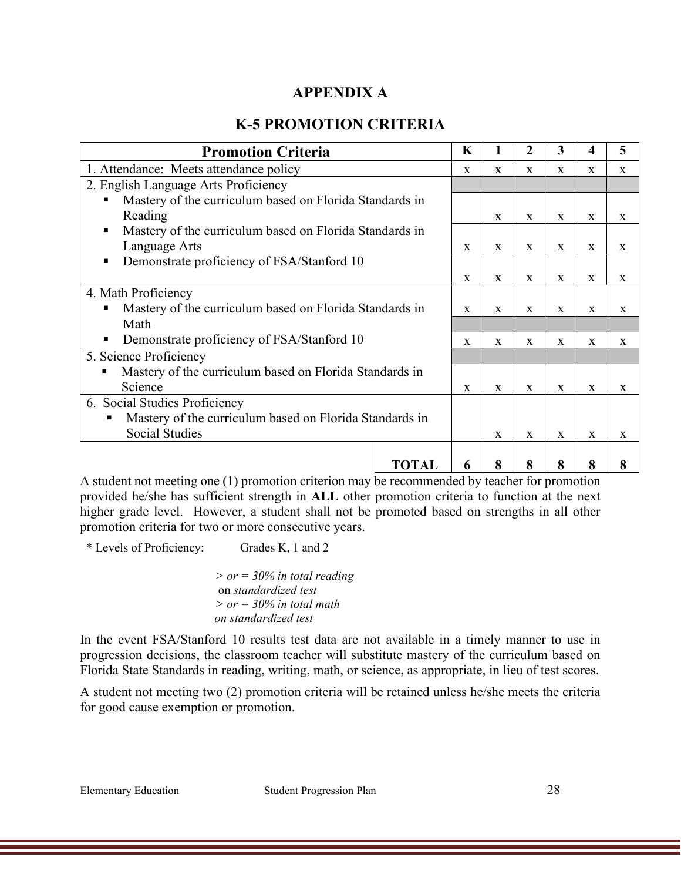# APPENDIX A

## K-5 PROMOTION CRITERIA

| Promotion Criteria | K | 1 | 2 | 3 | 4 | 5 |
|---|---|---|---|---|---|---|
| 1. Attendance: Meets attendance policy | x | x | x | x | x | x |
| 2. English Language Arts Proficiency | | | | | | |
| ▪ Mastery of the curriculum based on Florida Standards in Reading | | x | x | x | x | x |
| ▪ Mastery of the curriculum based on Florida Standards in Language Arts | x | x | x | x | x | x |
| ▪ Demonstrate proficiency of FSA/Stanford 10 | x | x | x | x | x | x |
| 4. Math Proficiency | | | | | | |
| ▪ Mastery of the curriculum based on Florida Standards in Math | x | x | x | x | x | x |
| ▪ Demonstrate proficiency of FSA/Stanford 10 | x | x | x | x | x | x |
| 5. Science Proficiency | | | | | | |
| ▪ Mastery of the curriculum based on Florida Standards in Science | x | x | x | x | x | x |
| 6. Social Studies Proficiency | | | | | | |
| ▪ Mastery of the curriculum based on Florida Standards in Social Studies | | x | x | x | x | x |
| **TOTAL** | **6** | **8** | **8** | **8** | **8** | **8** |

A student not meeting one (1) promotion criterion may be recommended by teacher for promotion provided he/she has sufficient strength in **ALL** other promotion criteria to function at the next higher grade level. However, a student shall not be promoted based on strengths in all other promotion criteria for two or more consecutive years.

\* Levels of Proficiency: Grades K, 1 and 2

> *> or = 30% in total reading* on *standardized test*
> *> or = 30% in total math on standardized test*

In the event FSA/Stanford 10 results test data are not available in a timely manner to use in progression decisions, the classroom teacher will substitute mastery of the curriculum based on Florida State Standards in reading, writing, math, or science, as appropriate, in lieu of test scores.

A student not meeting two (2) promotion criteria will be retained unless he/she meets the criteria for good cause exemption or promotion.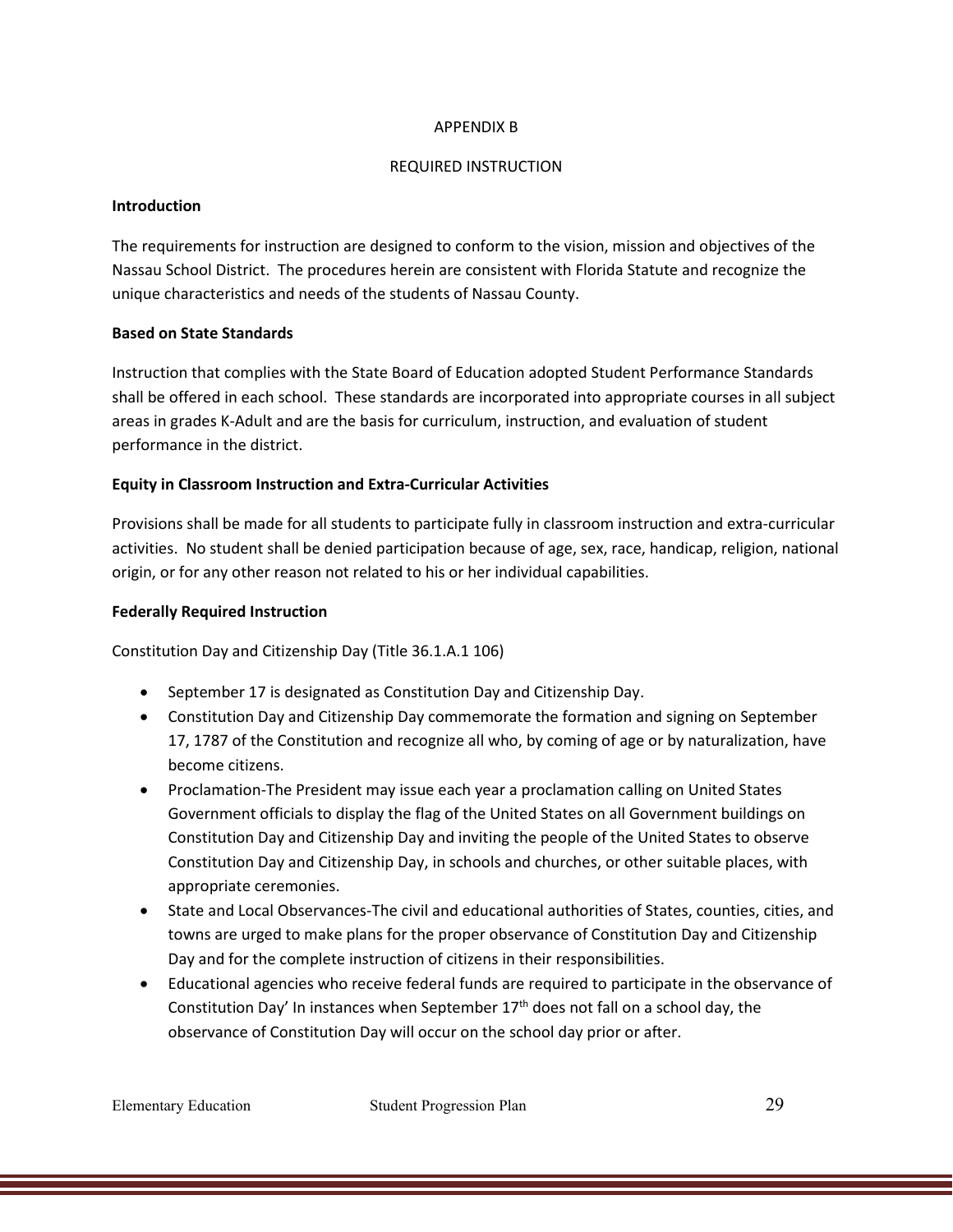# APPENDIX B

## REQUIRED INSTRUCTION

**Introduction**

The requirements for instruction are designed to conform to the vision, mission and objectives of the Nassau School District. The procedures herein are consistent with Florida Statute and recognize the unique characteristics and needs of the students of Nassau County.

**Based on State Standards**

Instruction that complies with the State Board of Education adopted Student Performance Standards shall be offered in each school. These standards are incorporated into appropriate courses in all subject areas in grades K-Adult and are the basis for curriculum, instruction, and evaluation of student performance in the district.

**Equity in Classroom Instruction and Extra-Curricular Activities**

Provisions shall be made for all students to participate fully in classroom instruction and extra-curricular activities. No student shall be denied participation because of age, sex, race, handicap, religion, national origin, or for any other reason not related to his or her individual capabilities.

**Federally Required Instruction**

Constitution Day and Citizenship Day (Title 36.1.A.1 106)

- September 17 is designated as Constitution Day and Citizenship Day.
- Constitution Day and Citizenship Day commemorate the formation and signing on September 17, 1787 of the Constitution and recognize all who, by coming of age or by naturalization, have become citizens.
- Proclamation-The President may issue each year a proclamation calling on United States Government officials to display the flag of the United States on all Government buildings on Constitution Day and Citizenship Day and inviting the people of the United States to observe Constitution Day and Citizenship Day, in schools and churches, or other suitable places, with appropriate ceremonies.
- State and Local Observances-The civil and educational authorities of States, counties, cities, and towns are urged to make plans for the proper observance of Constitution Day and Citizenship Day and for the complete instruction of citizens in their responsibilities.
- Educational agencies who receive federal funds are required to participate in the observance of Constitution Day' In instances when September 17th does not fall on a school day, the observance of Constitution Day will occur on the school day prior or after.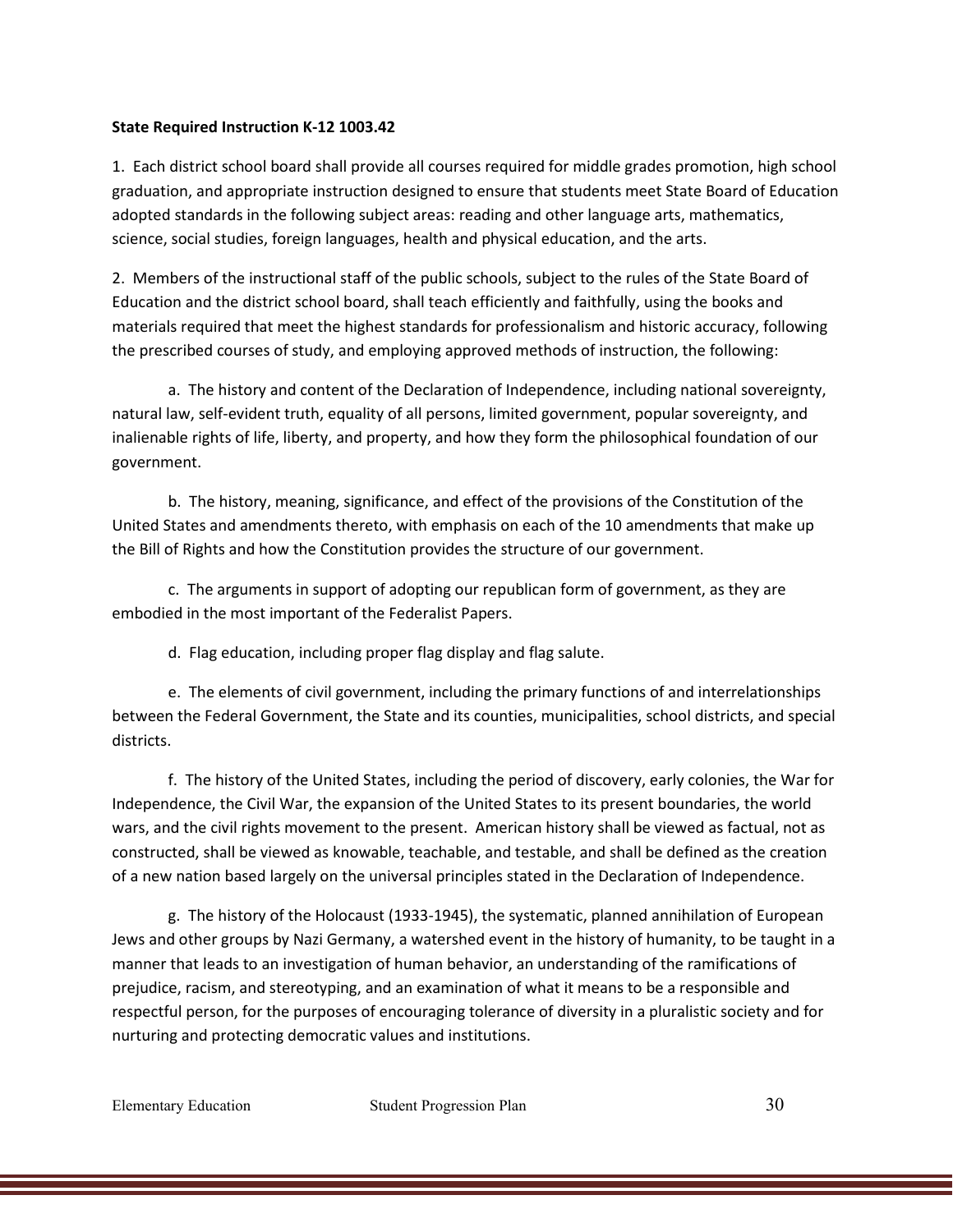**State Required Instruction K-12 1003.42**

1. Each district school board shall provide all courses required for middle grades promotion, high school graduation, and appropriate instruction designed to ensure that students meet State Board of Education adopted standards in the following subject areas: reading and other language arts, mathematics, science, social studies, foreign languages, health and physical education, and the arts.

2. Members of the instructional staff of the public schools, subject to the rules of the State Board of Education and the district school board, shall teach efficiently and faithfully, using the books and materials required that meet the highest standards for professionalism and historic accuracy, following the prescribed courses of study, and employing approved methods of instruction, the following:

   a. The history and content of the Declaration of Independence, including national sovereignty, natural law, self-evident truth, equality of all persons, limited government, popular sovereignty, and inalienable rights of life, liberty, and property, and how they form the philosophical foundation of our government.

   b. The history, meaning, significance, and effect of the provisions of the Constitution of the United States and amendments thereto, with emphasis on each of the 10 amendments that make up the Bill of Rights and how the Constitution provides the structure of our government.

   c. The arguments in support of adopting our republican form of government, as they are embodied in the most important of the Federalist Papers.

   d. Flag education, including proper flag display and flag salute.

   e. The elements of civil government, including the primary functions of and interrelationships between the Federal Government, the State and its counties, municipalities, school districts, and special districts.

   f. The history of the United States, including the period of discovery, early colonies, the War for Independence, the Civil War, the expansion of the United States to its present boundaries, the world wars, and the civil rights movement to the present. American history shall be viewed as factual, not as constructed, shall be viewed as knowable, teachable, and testable, and shall be defined as the creation of a new nation based largely on the universal principles stated in the Declaration of Independence.

   g. The history of the Holocaust (1933-1945), the systematic, planned annihilation of European Jews and other groups by Nazi Germany, a watershed event in the history of humanity, to be taught in a manner that leads to an investigation of human behavior, an understanding of the ramifications of prejudice, racism, and stereotyping, and an examination of what it means to be a responsible and respectful person, for the purposes of encouraging tolerance of diversity in a pluralistic society and for nurturing and protecting democratic values and institutions.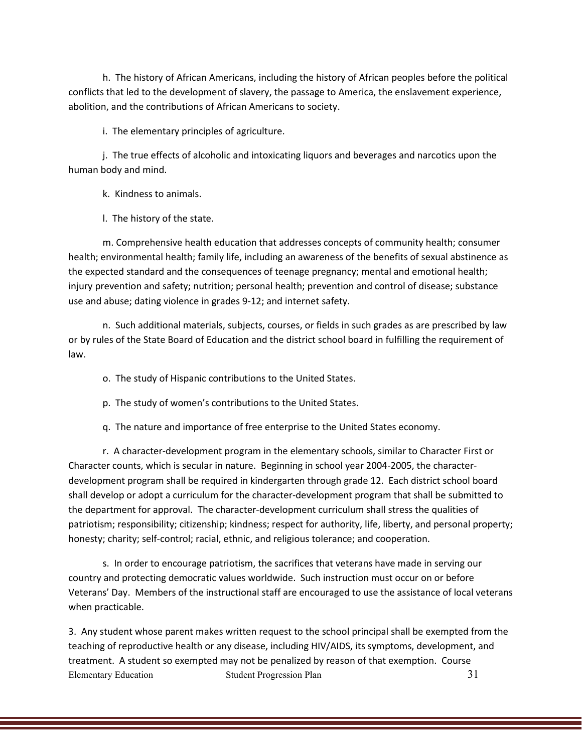h. The history of African Americans, including the history of African peoples before the political conflicts that led to the development of slavery, the passage to America, the enslavement experience, abolition, and the contributions of African Americans to society.

i. The elementary principles of agriculture.

j. The true effects of alcoholic and intoxicating liquors and beverages and narcotics upon the human body and mind.

k. Kindness to animals.

l. The history of the state.

m. Comprehensive health education that addresses concepts of community health; consumer health; environmental health; family life, including an awareness of the benefits of sexual abstinence as the expected standard and the consequences of teenage pregnancy; mental and emotional health; injury prevention and safety; nutrition; personal health; prevention and control of disease; substance use and abuse; dating violence in grades 9-12; and internet safety.

n. Such additional materials, subjects, courses, or fields in such grades as are prescribed by law or by rules of the State Board of Education and the district school board in fulfilling the requirement of law.

o. The study of Hispanic contributions to the United States.

p. The study of women's contributions to the United States.

q. The nature and importance of free enterprise to the United States economy.

r. A character-development program in the elementary schools, similar to Character First or Character counts, which is secular in nature. Beginning in school year 2004-2005, the character-development program shall be required in kindergarten through grade 12. Each district school board shall develop or adopt a curriculum for the character-development program that shall be submitted to the department for approval. The character-development curriculum shall stress the qualities of patriotism; responsibility; citizenship; kindness; respect for authority, life, liberty, and personal property; honesty; charity; self-control; racial, ethnic, and religious tolerance; and cooperation.

s. In order to encourage patriotism, the sacrifices that veterans have made in serving our country and protecting democratic values worldwide. Such instruction must occur on or before Veterans' Day. Members of the instructional staff are encouraged to use the assistance of local veterans when practicable.

3. Any student whose parent makes written request to the school principal shall be exempted from the teaching of reproductive health or any disease, including HIV/AIDS, its symptoms, development, and treatment. A student so exempted may not be penalized by reason of that exemption. Course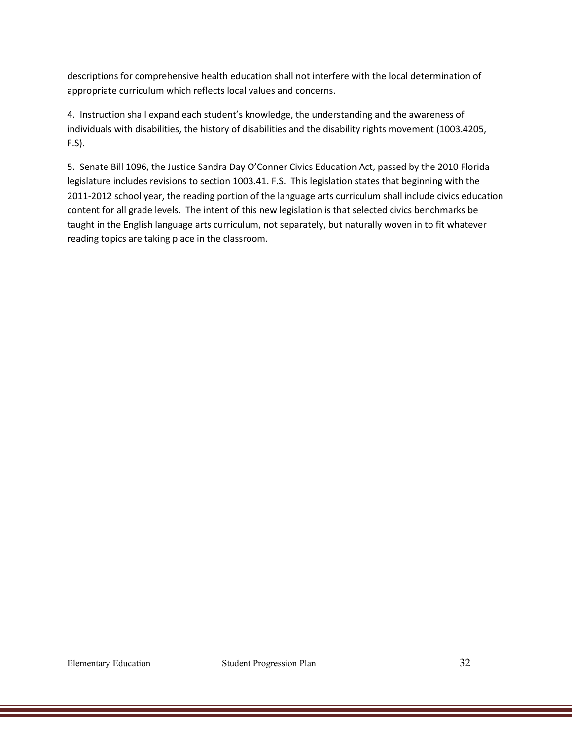descriptions for comprehensive health education shall not interfere with the local determination of appropriate curriculum which reflects local values and concerns.

4. Instruction shall expand each student's knowledge, the understanding and the awareness of individuals with disabilities, the history of disabilities and the disability rights movement (1003.4205, F.S).

5. Senate Bill 1096, the Justice Sandra Day O'Conner Civics Education Act, passed by the 2010 Florida legislature includes revisions to section 1003.41. F.S. This legislation states that beginning with the 2011-2012 school year, the reading portion of the language arts curriculum shall include civics education content for all grade levels. The intent of this new legislation is that selected civics benchmarks be taught in the English language arts curriculum, not separately, but naturally woven in to fit whatever reading topics are taking place in the classroom.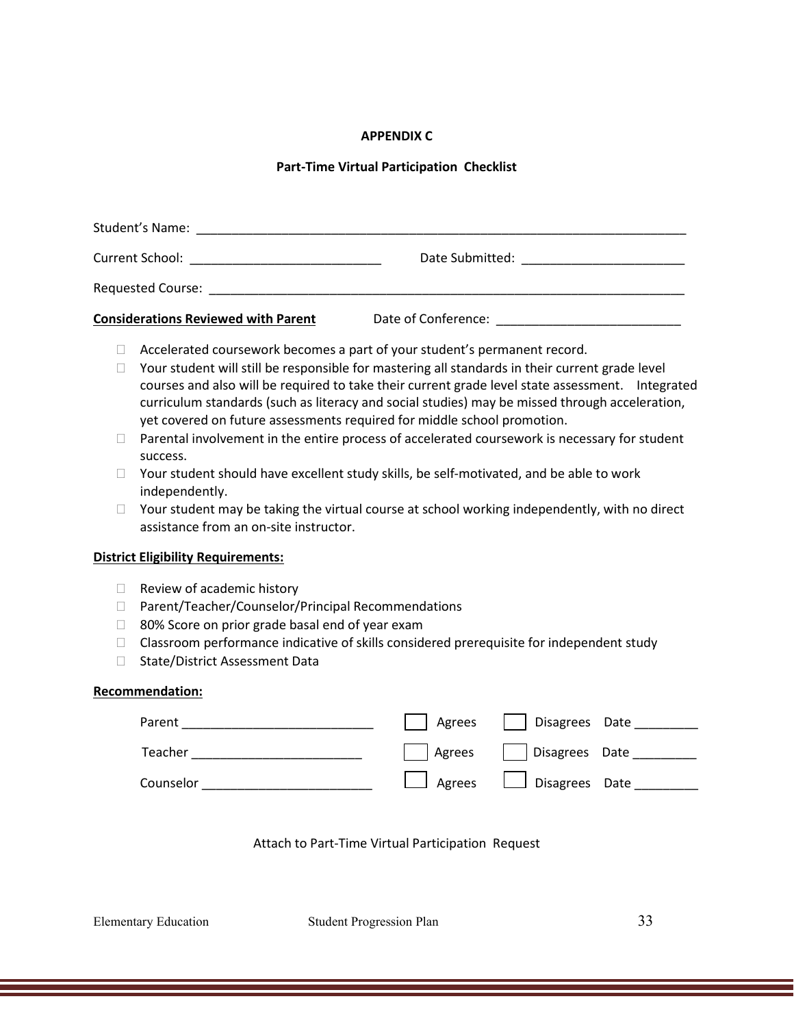**APPENDIX C**

**Part-Time Virtual Participation Checklist**

Student's Name: ___________________________________________________________________________

Current School: ___________________________ Date Submitted: _______________________

Requested Course: _________________________________________________________________________

**Considerations Reviewed with Parent** Date of Conference: ___________________________

- ☐ Accelerated coursework becomes a part of your student's permanent record.
- ☐ Your student will still be responsible for mastering all standards in their current grade level courses and also will be required to take their current grade level state assessment. Integrated curriculum standards (such as literacy and social studies) may be missed through acceleration, yet covered on future assessments required for middle school promotion.
- ☐ Parental involvement in the entire process of accelerated coursework is necessary for student success.
- ☐ Your student should have excellent study skills, be self-motivated, and be able to work independently.
- ☐ Your student may be taking the virtual course at school working independently, with no direct assistance from an on-site instructor.

**District Eligibility Requirements:**

- ☐ Review of academic history
- ☐ Parent/Teacher/Counselor/Principal Recommendations
- ☐ 80% Score on prior grade basal end of year exam
- ☐ Classroom performance indicative of skills considered prerequisite for independent study
- ☐ State/District Assessment Data

**Recommendation:**

Parent ___________________________ ☐ Agrees ☐ Disagrees Date _________

Teacher ________________________ ☐ Agrees ☐ Disagrees Date _________

Counselor ________________________ ☐ Agrees ☐ Disagrees Date _________

Attach to Part-Time Virtual Participation Request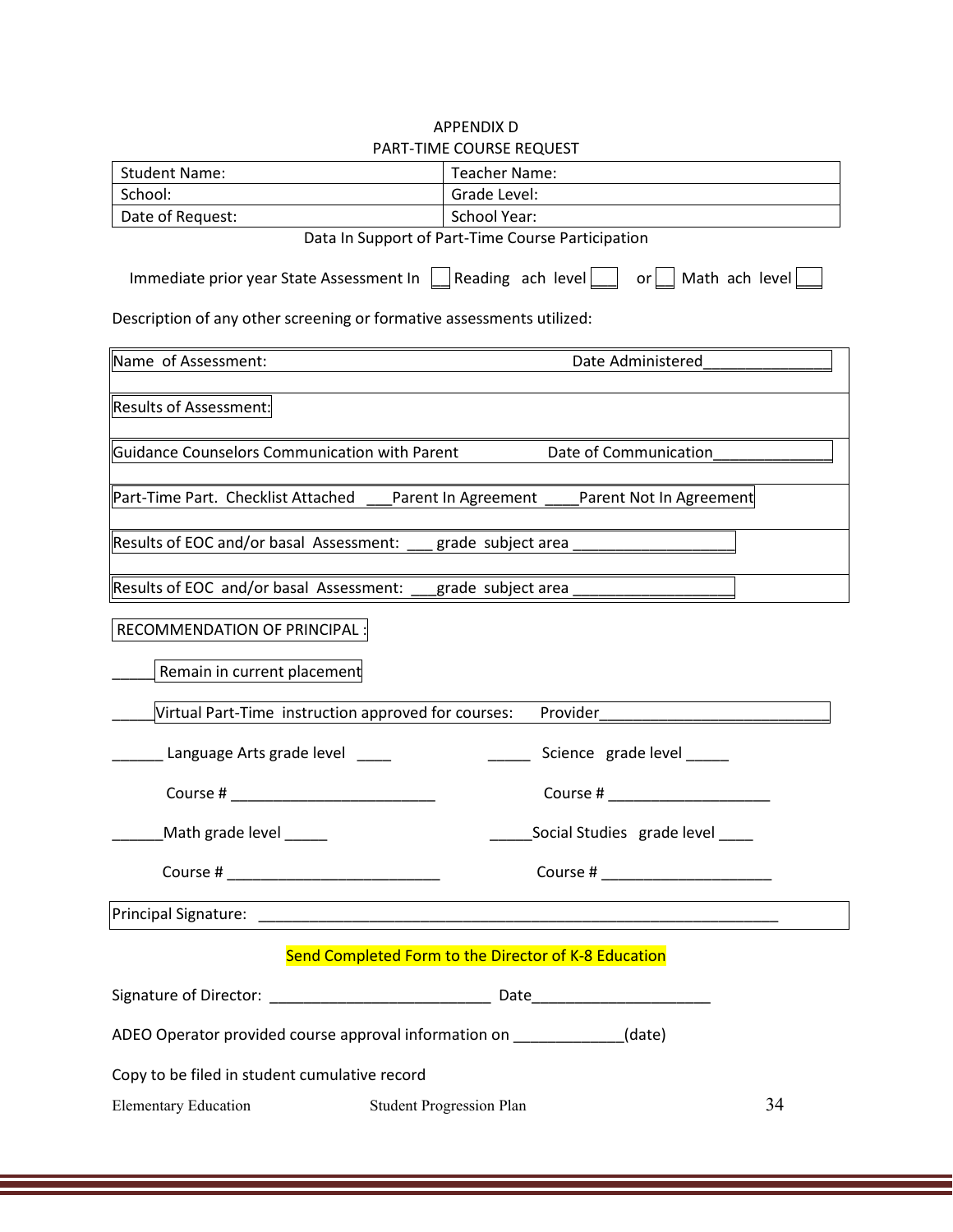APPENDIX D

PART-TIME COURSE REQUEST

| | |
|---|---|
| Student Name: | Teacher Name: |
| School: | Grade Level: |
| Date of Request: | School Year: |

Data In Support of Part-Time Course Participation

Immediate prior year State Assessment In __ Reading ach level ___ or __ Math ach level ___

Description of any other screening or formative assessments utilized:

Name of Assessment: Date Administered_______________

Results of Assessment:

Guidance Counselors Communication with Parent Date of Communication______________

Part-Time Part. Checklist Attached ___Parent In Agreement ____Parent Not In Agreement

Results of EOC and/or basal Assessment: ___ grade subject area ___________________

Results of EOC and/or basal Assessment: ___grade subject area ___________________

RECOMMENDATION OF PRINCIPAL :

_____ Remain in current placement

_____Virtual Part-Time instruction approved for courses: Provider___________________________

______ Language Arts grade level ____ _____ Science grade level _____

Course # ________________________ Course # ___________________

______Math grade level _____ _____Social Studies grade level ____

Course # _________________________ Course # ____________________

Principal Signature: _______________________________________________________________

Send Completed Form to the Director of K-8 Education

Signature of Director: __________________________ Date_____________________

ADEO Operator provided course approval information on _____________(date)

Copy to be filed in student cumulative record